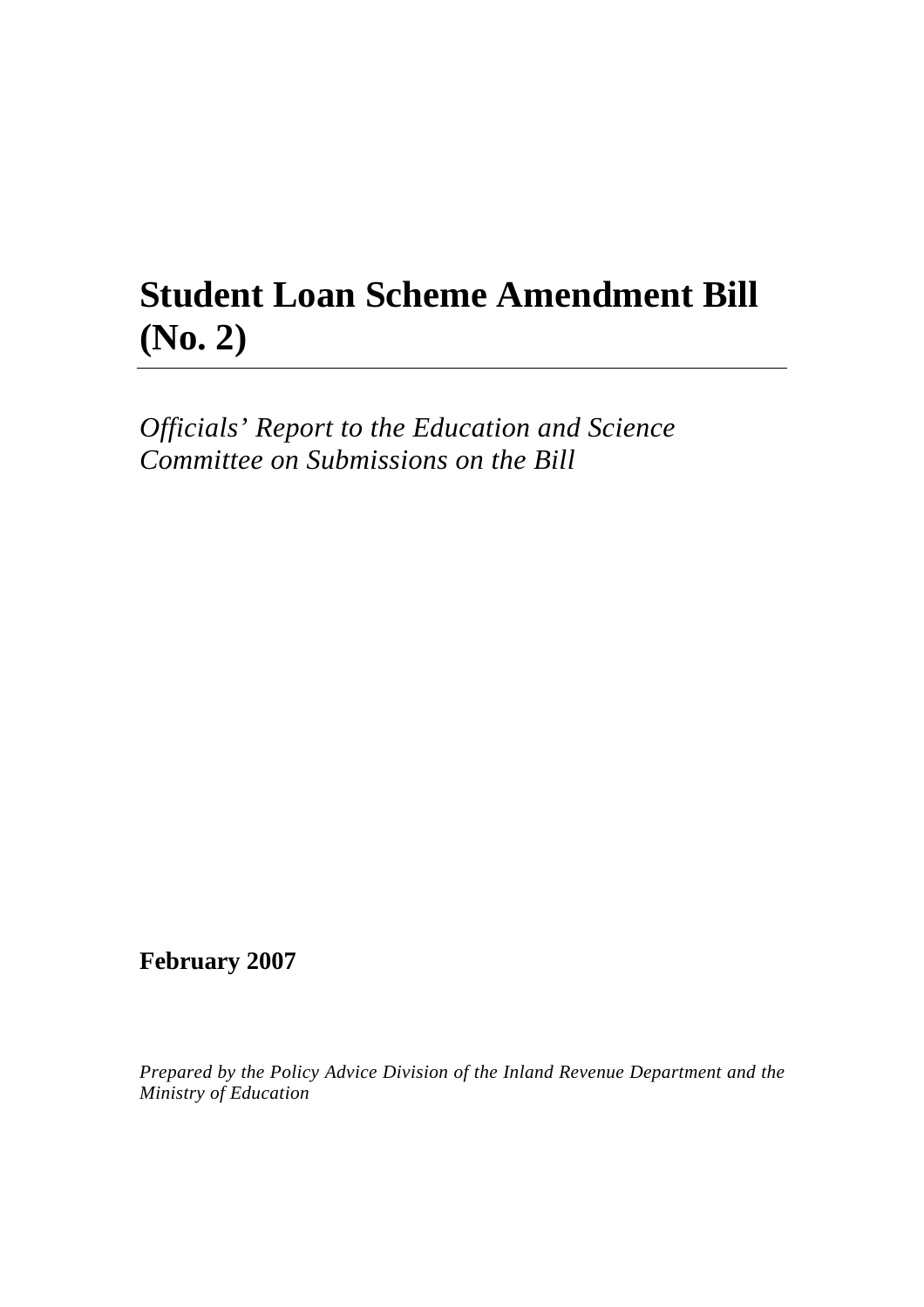# Student Loan Scheme Amendment Bill (No. 2)

---

*Officials' Report to the Education and Science Committee on Submissions on the Bill*

**February 2007**

*Prepared by the Policy Advice Division of the Inland Revenue Department and the Ministry of Education*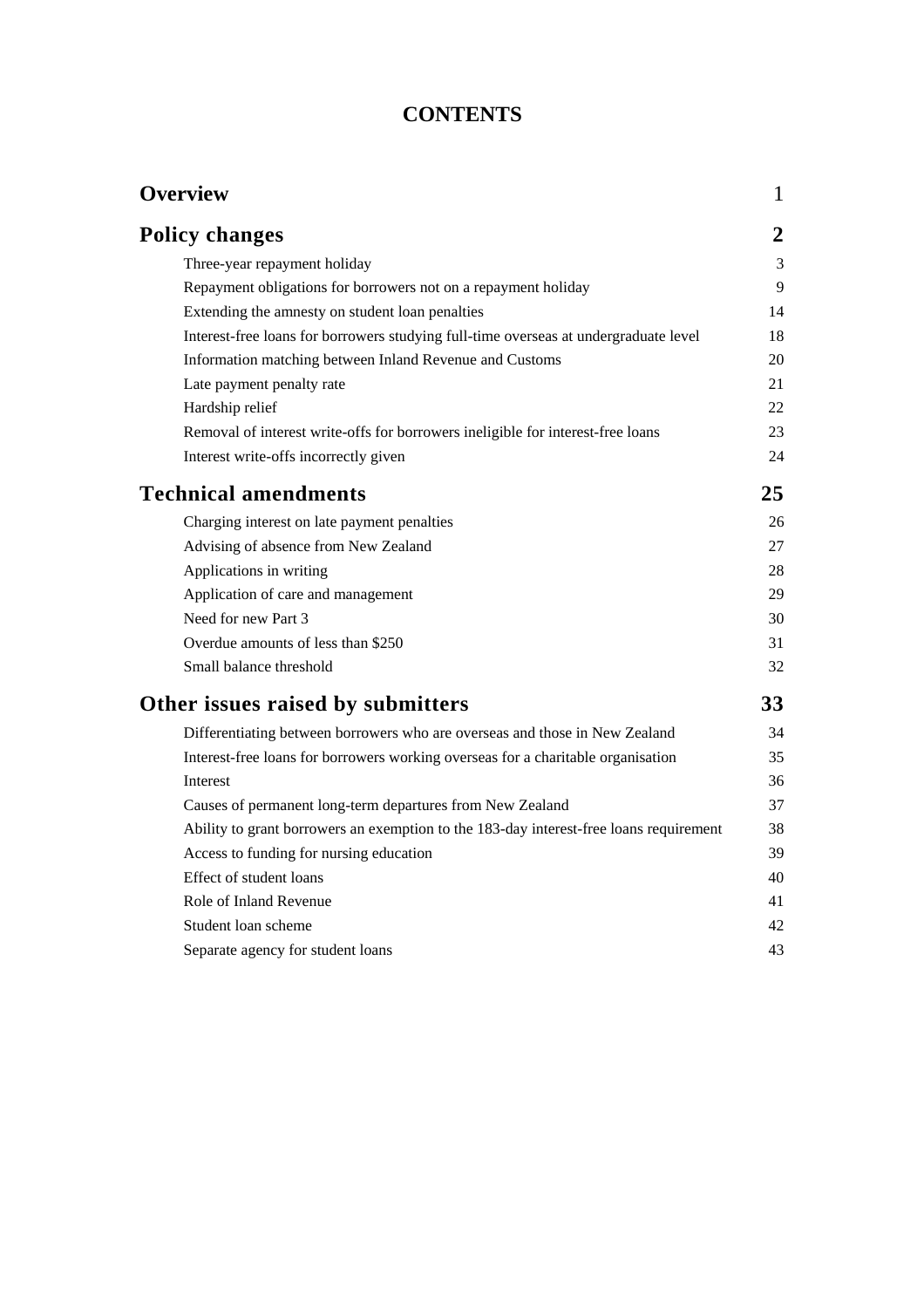# CONTENTS

| | |
|---|---|
| **Overview** | 1 |
| **Policy changes** | **2** |
| Three-year repayment holiday | 3 |
| Repayment obligations for borrowers not on a repayment holiday | 9 |
| Extending the amnesty on student loan penalties | 14 |
| Interest-free loans for borrowers studying full-time overseas at undergraduate level | 18 |
| Information matching between Inland Revenue and Customs | 20 |
| Late payment penalty rate | 21 |
| Hardship relief | 22 |
| Removal of interest write-offs for borrowers ineligible for interest-free loans | 23 |
| Interest write-offs incorrectly given | 24 |
| **Technical amendments** | **25** |
| Charging interest on late payment penalties | 26 |
| Advising of absence from New Zealand | 27 |
| Applications in writing | 28 |
| Application of care and management | 29 |
| Need for new Part 3 | 30 |
| Overdue amounts of less than $250 | 31 |
| Small balance threshold | 32 |
| **Other issues raised by submitters** | **33** |
| Differentiating between borrowers who are overseas and those in New Zealand | 34 |
| Interest-free loans for borrowers working overseas for a charitable organisation | 35 |
| Interest | 36 |
| Causes of permanent long-term departures from New Zealand | 37 |
| Ability to grant borrowers an exemption to the 183-day interest-free loans requirement | 38 |
| Access to funding for nursing education | 39 |
| Effect of student loans | 40 |
| Role of Inland Revenue | 41 |
| Student loan scheme | 42 |
| Separate agency for student loans | 43 |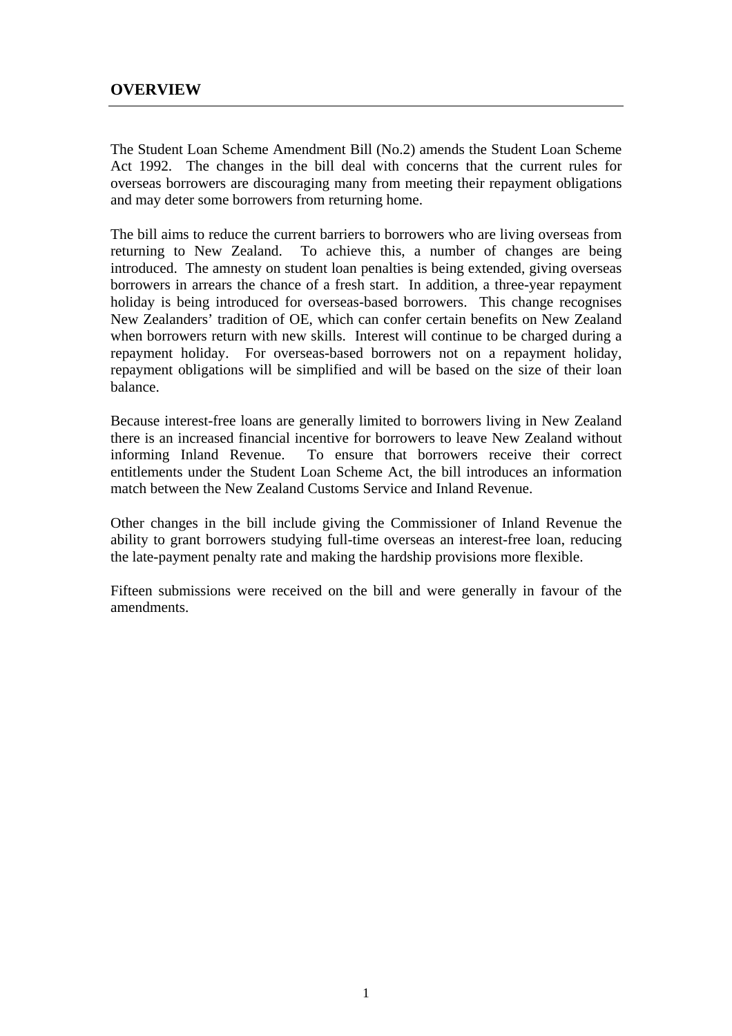## OVERVIEW

The Student Loan Scheme Amendment Bill (No.2) amends the Student Loan Scheme Act 1992. The changes in the bill deal with concerns that the current rules for overseas borrowers are discouraging many from meeting their repayment obligations and may deter some borrowers from returning home.

The bill aims to reduce the current barriers to borrowers who are living overseas from returning to New Zealand. To achieve this, a number of changes are being introduced. The amnesty on student loan penalties is being extended, giving overseas borrowers in arrears the chance of a fresh start. In addition, a three-year repayment holiday is being introduced for overseas-based borrowers. This change recognises New Zealanders' tradition of OE, which can confer certain benefits on New Zealand when borrowers return with new skills. Interest will continue to be charged during a repayment holiday. For overseas-based borrowers not on a repayment holiday, repayment obligations will be simplified and will be based on the size of their loan balance.

Because interest-free loans are generally limited to borrowers living in New Zealand there is an increased financial incentive for borrowers to leave New Zealand without informing Inland Revenue. To ensure that borrowers receive their correct entitlements under the Student Loan Scheme Act, the bill introduces an information match between the New Zealand Customs Service and Inland Revenue.

Other changes in the bill include giving the Commissioner of Inland Revenue the ability to grant borrowers studying full-time overseas an interest-free loan, reducing the late-payment penalty rate and making the hardship provisions more flexible.

Fifteen submissions were received on the bill and were generally in favour of the amendments.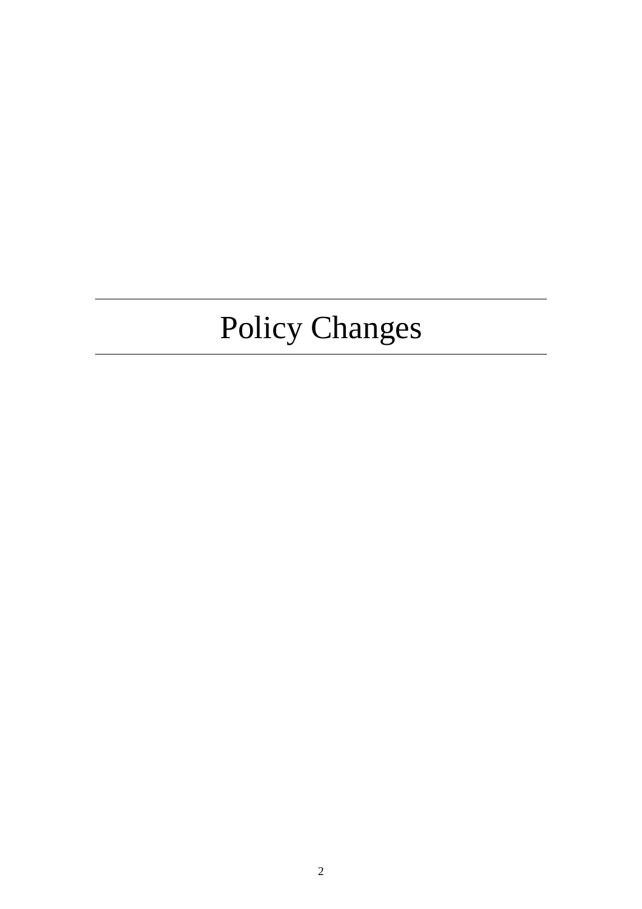# Policy Changes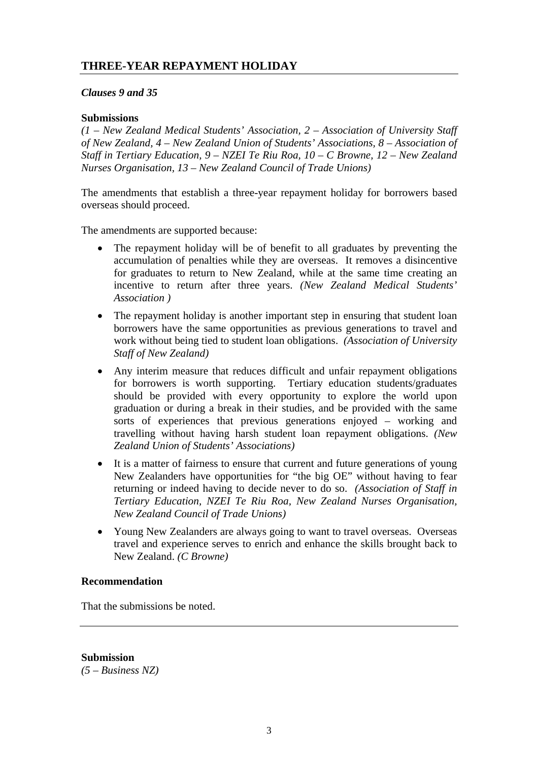## THREE-YEAR REPAYMENT HOLIDAY

*Clauses 9 and 35*

**Submissions**

*(1 – New Zealand Medical Students' Association, 2 – Association of University Staff of New Zealand, 4 – New Zealand Union of Students' Associations, 8 – Association of Staff in Tertiary Education, 9 – NZEI Te Riu Roa, 10 – C Browne, 12 – New Zealand Nurses Organisation, 13 – New Zealand Council of Trade Unions)*

The amendments that establish a three-year repayment holiday for borrowers based overseas should proceed.

The amendments are supported because:

- The repayment holiday will be of benefit to all graduates by preventing the accumulation of penalties while they are overseas. It removes a disincentive for graduates to return to New Zealand, while at the same time creating an incentive to return after three years. *(New Zealand Medical Students' Association )*
- The repayment holiday is another important step in ensuring that student loan borrowers have the same opportunities as previous generations to travel and work without being tied to student loan obligations. *(Association of University Staff of New Zealand)*
- Any interim measure that reduces difficult and unfair repayment obligations for borrowers is worth supporting. Tertiary education students/graduates should be provided with every opportunity to explore the world upon graduation or during a break in their studies, and be provided with the same sorts of experiences that previous generations enjoyed – working and travelling without having harsh student loan repayment obligations. *(New Zealand Union of Students' Associations)*
- It is a matter of fairness to ensure that current and future generations of young New Zealanders have opportunities for "the big OE" without having to fear returning or indeed having to decide never to do so. *(Association of Staff in Tertiary Education, NZEI Te Riu Roa, New Zealand Nurses Organisation, New Zealand Council of Trade Unions)*
- Young New Zealanders are always going to want to travel overseas. Overseas travel and experience serves to enrich and enhance the skills brought back to New Zealand. *(C Browne)*

**Recommendation**

That the submissions be noted.

---

**Submission**

*(5 – Business NZ)*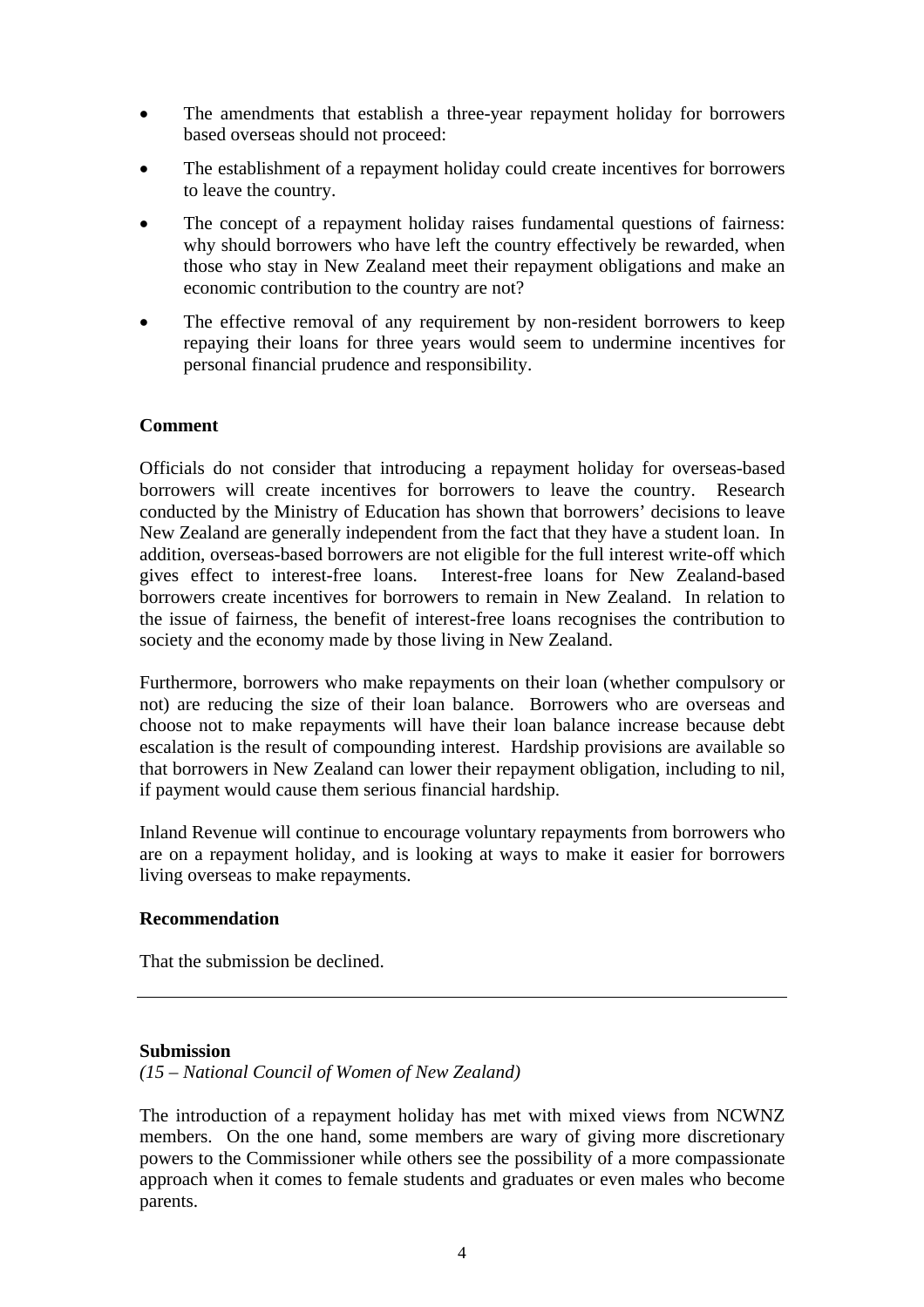- The amendments that establish a three-year repayment holiday for borrowers based overseas should not proceed:
- The establishment of a repayment holiday could create incentives for borrowers to leave the country.
- The concept of a repayment holiday raises fundamental questions of fairness: why should borrowers who have left the country effectively be rewarded, when those who stay in New Zealand meet their repayment obligations and make an economic contribution to the country are not?
- The effective removal of any requirement by non-resident borrowers to keep repaying their loans for three years would seem to undermine incentives for personal financial prudence and responsibility.

**Comment**

Officials do not consider that introducing a repayment holiday for overseas-based borrowers will create incentives for borrowers to leave the country. Research conducted by the Ministry of Education has shown that borrowers' decisions to leave New Zealand are generally independent from the fact that they have a student loan. In addition, overseas-based borrowers are not eligible for the full interest write-off which gives effect to interest-free loans. Interest-free loans for New Zealand-based borrowers create incentives for borrowers to remain in New Zealand. In relation to the issue of fairness, the benefit of interest-free loans recognises the contribution to society and the economy made by those living in New Zealand.

Furthermore, borrowers who make repayments on their loan (whether compulsory or not) are reducing the size of their loan balance. Borrowers who are overseas and choose not to make repayments will have their loan balance increase because debt escalation is the result of compounding interest. Hardship provisions are available so that borrowers in New Zealand can lower their repayment obligation, including to nil, if payment would cause them serious financial hardship.

Inland Revenue will continue to encourage voluntary repayments from borrowers who are on a repayment holiday, and is looking at ways to make it easier for borrowers living overseas to make repayments.

**Recommendation**

That the submission be declined.

---

**Submission**

*(15 – National Council of Women of New Zealand)*

The introduction of a repayment holiday has met with mixed views from NCWNZ members. On the one hand, some members are wary of giving more discretionary powers to the Commissioner while others see the possibility of a more compassionate approach when it comes to female students and graduates or even males who become parents.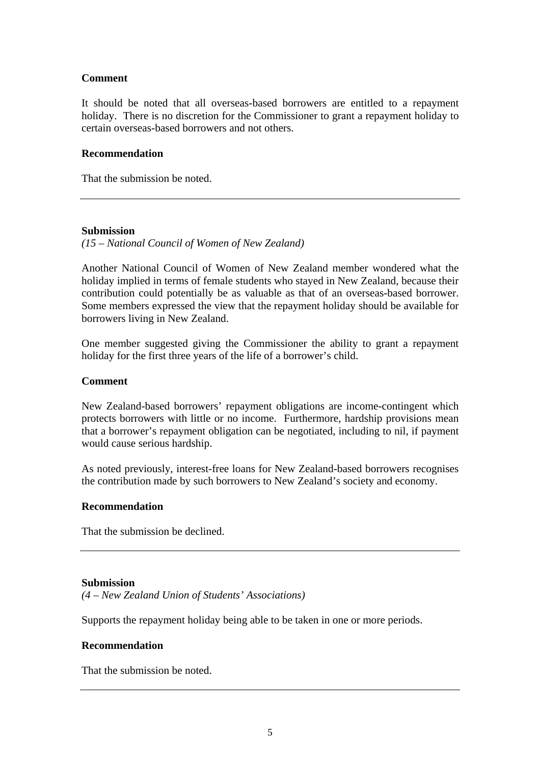**Comment**

It should be noted that all overseas-based borrowers are entitled to a repayment holiday. There is no discretion for the Commissioner to grant a repayment holiday to certain overseas-based borrowers and not others.

**Recommendation**

That the submission be noted.

---

**Submission**

*(15 – National Council of Women of New Zealand)*

Another National Council of Women of New Zealand member wondered what the holiday implied in terms of female students who stayed in New Zealand, because their contribution could potentially be as valuable as that of an overseas-based borrower. Some members expressed the view that the repayment holiday should be available for borrowers living in New Zealand.

One member suggested giving the Commissioner the ability to grant a repayment holiday for the first three years of the life of a borrower's child.

**Comment**

New Zealand-based borrowers' repayment obligations are income-contingent which protects borrowers with little or no income. Furthermore, hardship provisions mean that a borrower's repayment obligation can be negotiated, including to nil, if payment would cause serious hardship.

As noted previously, interest-free loans for New Zealand-based borrowers recognises the contribution made by such borrowers to New Zealand's society and economy.

**Recommendation**

That the submission be declined.

---

**Submission**

*(4 – New Zealand Union of Students' Associations)*

Supports the repayment holiday being able to be taken in one or more periods.

**Recommendation**

That the submission be noted.

---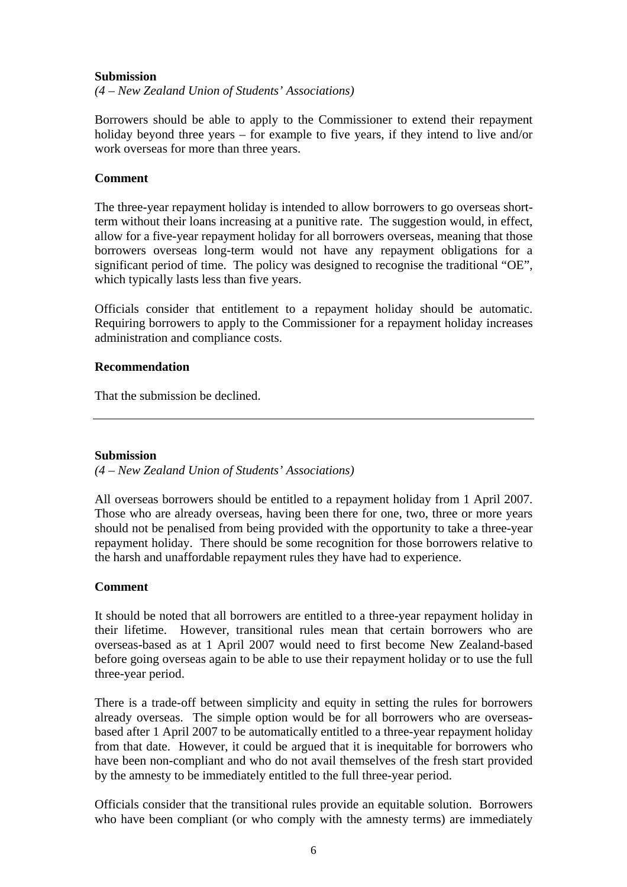**Submission**

*(4 – New Zealand Union of Students' Associations)*

Borrowers should be able to apply to the Commissioner to extend their repayment holiday beyond three years – for example to five years, if they intend to live and/or work overseas for more than three years.

**Comment**

The three-year repayment holiday is intended to allow borrowers to go overseas short-term without their loans increasing at a punitive rate. The suggestion would, in effect, allow for a five-year repayment holiday for all borrowers overseas, meaning that those borrowers overseas long-term would not have any repayment obligations for a significant period of time. The policy was designed to recognise the traditional "OE", which typically lasts less than five years.

Officials consider that entitlement to a repayment holiday should be automatic. Requiring borrowers to apply to the Commissioner for a repayment holiday increases administration and compliance costs.

**Recommendation**

That the submission be declined.

---

**Submission**

*(4 – New Zealand Union of Students' Associations)*

All overseas borrowers should be entitled to a repayment holiday from 1 April 2007. Those who are already overseas, having been there for one, two, three or more years should not be penalised from being provided with the opportunity to take a three-year repayment holiday. There should be some recognition for those borrowers relative to the harsh and unaffordable repayment rules they have had to experience.

**Comment**

It should be noted that all borrowers are entitled to a three-year repayment holiday in their lifetime. However, transitional rules mean that certain borrowers who are overseas-based as at 1 April 2007 would need to first become New Zealand-based before going overseas again to be able to use their repayment holiday or to use the full three-year period.

There is a trade-off between simplicity and equity in setting the rules for borrowers already overseas. The simple option would be for all borrowers who are overseas-based after 1 April 2007 to be automatically entitled to a three-year repayment holiday from that date. However, it could be argued that it is inequitable for borrowers who have been non-compliant and who do not avail themselves of the fresh start provided by the amnesty to be immediately entitled to the full three-year period.

Officials consider that the transitional rules provide an equitable solution. Borrowers who have been compliant (or who comply with the amnesty terms) are immediately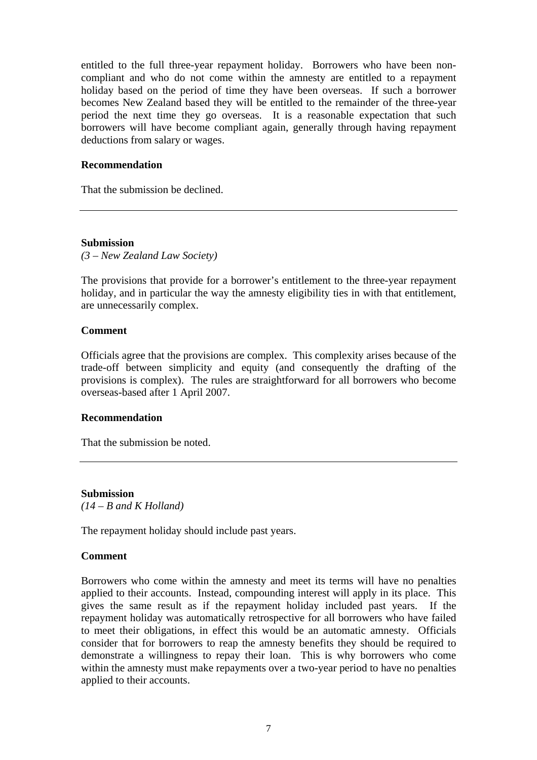entitled to the full three-year repayment holiday. Borrowers who have been non-compliant and who do not come within the amnesty are entitled to a repayment holiday based on the period of time they have been overseas. If such a borrower becomes New Zealand based they will be entitled to the remainder of the three-year period the next time they go overseas. It is a reasonable expectation that such borrowers will have become compliant again, generally through having repayment deductions from salary or wages.

**Recommendation**

That the submission be declined.

---

**Submission**
*(3 – New Zealand Law Society)*

The provisions that provide for a borrower's entitlement to the three-year repayment holiday, and in particular the way the amnesty eligibility ties in with that entitlement, are unnecessarily complex.

**Comment**

Officials agree that the provisions are complex. This complexity arises because of the trade-off between simplicity and equity (and consequently the drafting of the provisions is complex). The rules are straightforward for all borrowers who become overseas-based after 1 April 2007.

**Recommendation**

That the submission be noted.

---

**Submission**
*(14 – B and K Holland)*

The repayment holiday should include past years.

**Comment**

Borrowers who come within the amnesty and meet its terms will have no penalties applied to their accounts. Instead, compounding interest will apply in its place. This gives the same result as if the repayment holiday included past years. If the repayment holiday was automatically retrospective for all borrowers who have failed to meet their obligations, in effect this would be an automatic amnesty. Officials consider that for borrowers to reap the amnesty benefits they should be required to demonstrate a willingness to repay their loan. This is why borrowers who come within the amnesty must make repayments over a two-year period to have no penalties applied to their accounts.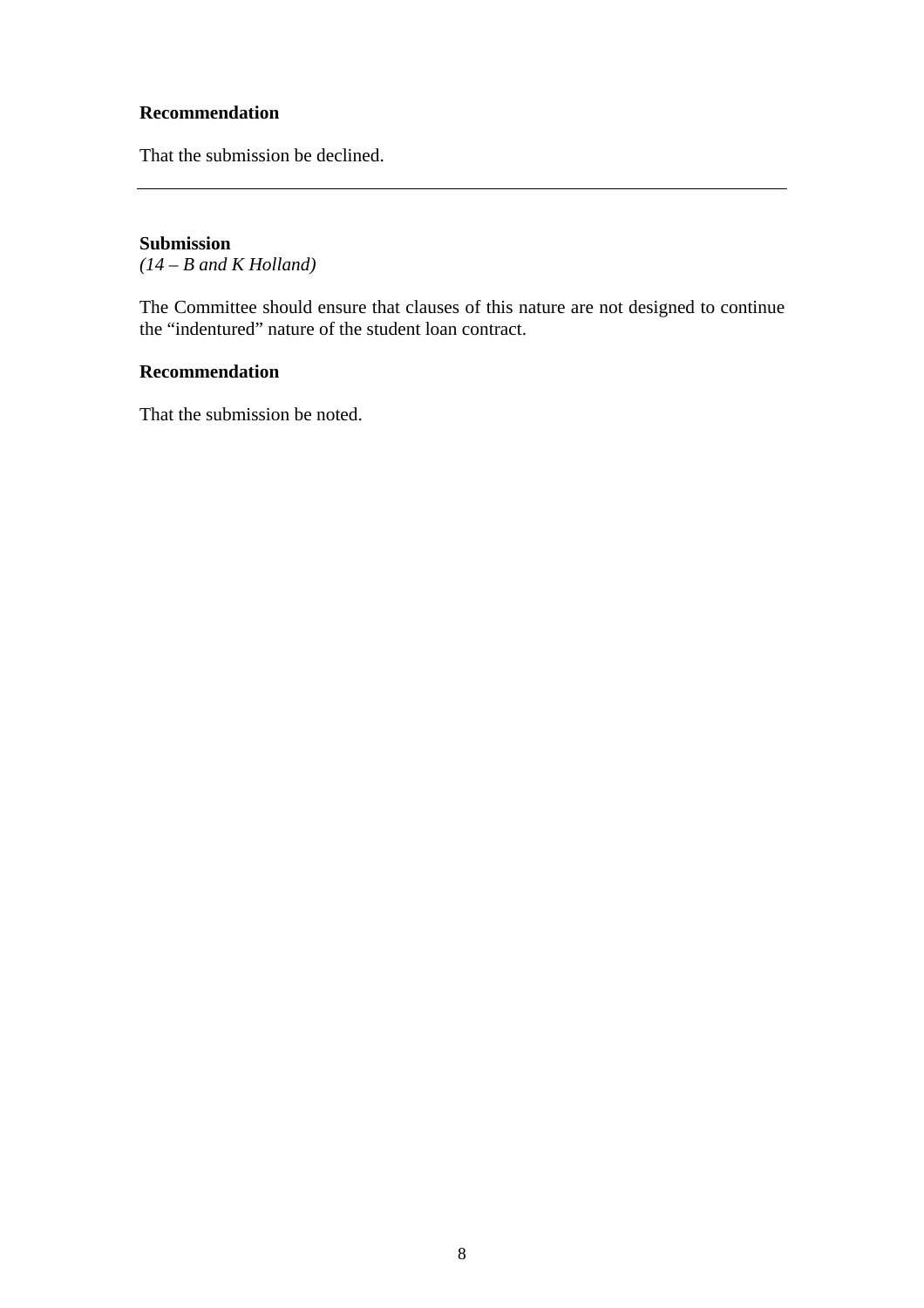**Recommendation**

That the submission be declined.

---

**Submission**
*(14 – B and K Holland)*

The Committee should ensure that clauses of this nature are not designed to continue the “indentured” nature of the student loan contract.

**Recommendation**

That the submission be noted.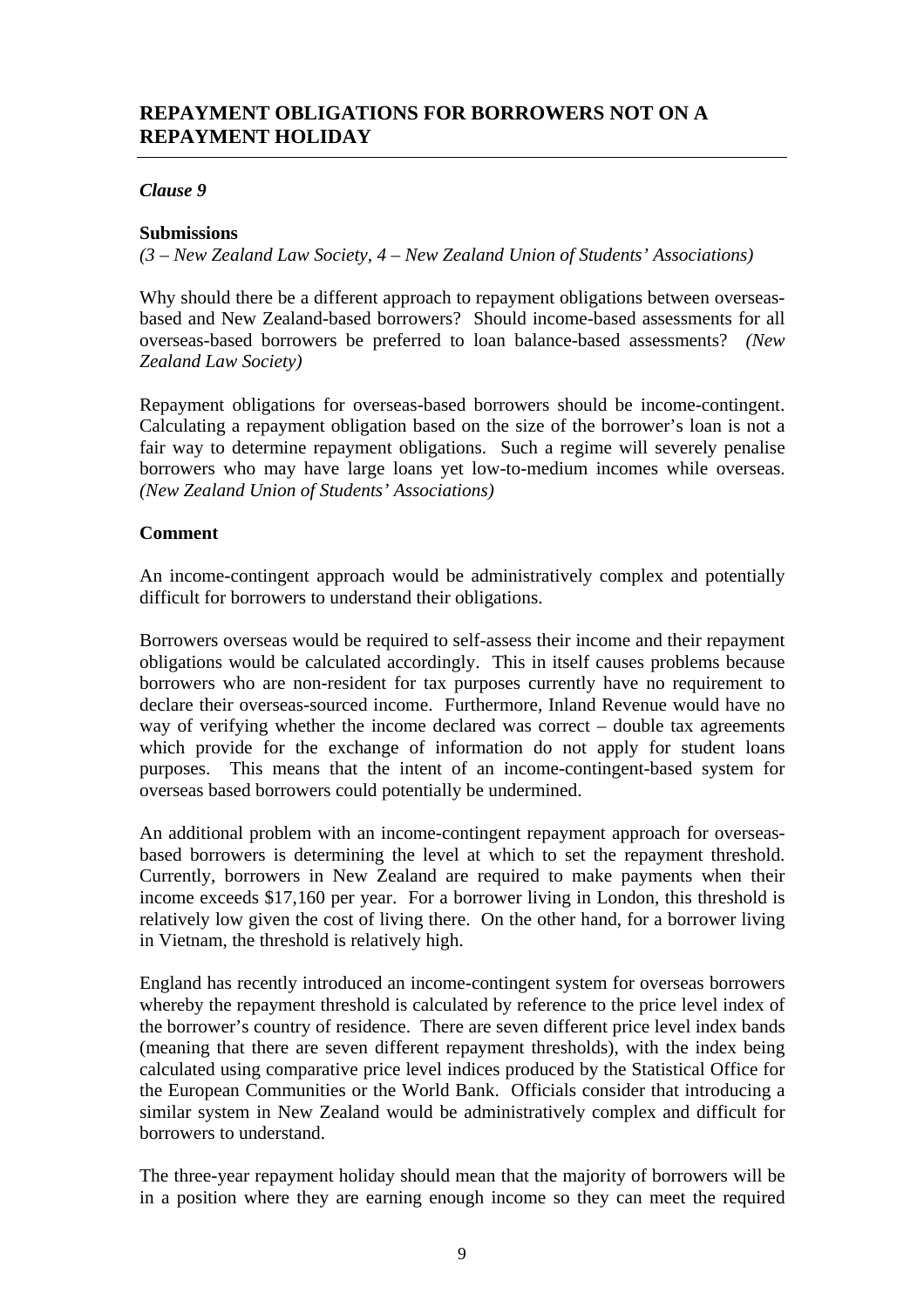## REPAYMENT OBLIGATIONS FOR BORROWERS NOT ON A REPAYMENT HOLIDAY

***Clause 9***

**Submissions**

*(3 – New Zealand Law Society, 4 – New Zealand Union of Students' Associations)*

Why should there be a different approach to repayment obligations between overseas-based and New Zealand-based borrowers? Should income-based assessments for all overseas-based borrowers be preferred to loan balance-based assessments? *(New Zealand Law Society)*

Repayment obligations for overseas-based borrowers should be income-contingent. Calculating a repayment obligation based on the size of the borrower's loan is not a fair way to determine repayment obligations. Such a regime will severely penalise borrowers who may have large loans yet low-to-medium incomes while overseas. *(New Zealand Union of Students' Associations)*

**Comment**

An income-contingent approach would be administratively complex and potentially difficult for borrowers to understand their obligations.

Borrowers overseas would be required to self-assess their income and their repayment obligations would be calculated accordingly. This in itself causes problems because borrowers who are non-resident for tax purposes currently have no requirement to declare their overseas-sourced income. Furthermore, Inland Revenue would have no way of verifying whether the income declared was correct – double tax agreements which provide for the exchange of information do not apply for student loans purposes. This means that the intent of an income-contingent-based system for overseas based borrowers could potentially be undermined.

An additional problem with an income-contingent repayment approach for overseas-based borrowers is determining the level at which to set the repayment threshold. Currently, borrowers in New Zealand are required to make payments when their income exceeds $17,160 per year. For a borrower living in London, this threshold is relatively low given the cost of living there. On the other hand, for a borrower living in Vietnam, the threshold is relatively high.

England has recently introduced an income-contingent system for overseas borrowers whereby the repayment threshold is calculated by reference to the price level index of the borrower's country of residence. There are seven different price level index bands (meaning that there are seven different repayment thresholds), with the index being calculated using comparative price level indices produced by the Statistical Office for the European Communities or the World Bank. Officials consider that introducing a similar system in New Zealand would be administratively complex and difficult for borrowers to understand.

The three-year repayment holiday should mean that the majority of borrowers will be in a position where they are earning enough income so they can meet the required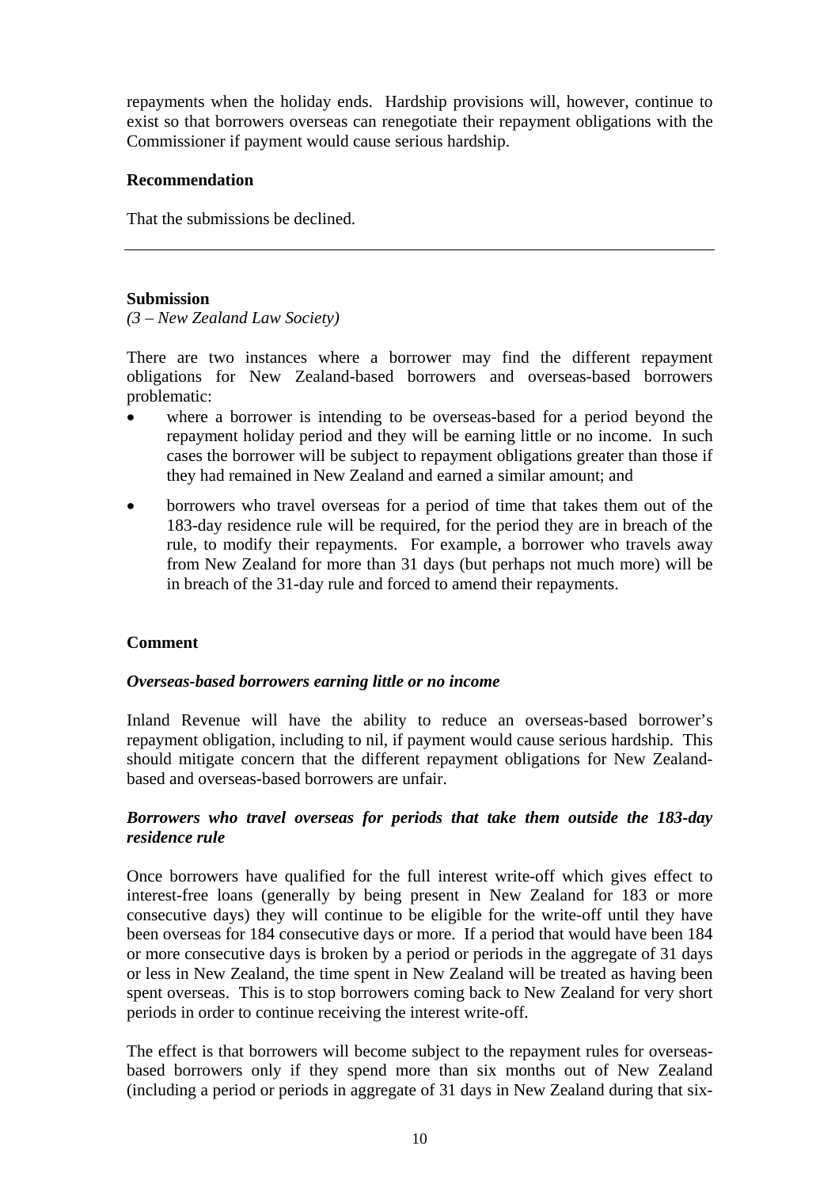repayments when the holiday ends. Hardship provisions will, however, continue to exist so that borrowers overseas can renegotiate their repayment obligations with the Commissioner if payment would cause serious hardship.

**Recommendation**

That the submissions be declined.

---

**Submission**

*(3 – New Zealand Law Society)*

There are two instances where a borrower may find the different repayment obligations for New Zealand-based borrowers and overseas-based borrowers problematic:

- where a borrower is intending to be overseas-based for a period beyond the repayment holiday period and they will be earning little or no income. In such cases the borrower will be subject to repayment obligations greater than those if they had remained in New Zealand and earned a similar amount; and
- borrowers who travel overseas for a period of time that takes them out of the 183-day residence rule will be required, for the period they are in breach of the rule, to modify their repayments. For example, a borrower who travels away from New Zealand for more than 31 days (but perhaps not much more) will be in breach of the 31-day rule and forced to amend their repayments.

**Comment**

***Overseas-based borrowers earning little or no income***

Inland Revenue will have the ability to reduce an overseas-based borrower's repayment obligation, including to nil, if payment would cause serious hardship. This should mitigate concern that the different repayment obligations for New Zealand-based and overseas-based borrowers are unfair.

***Borrowers who travel overseas for periods that take them outside the 183-day residence rule***

Once borrowers have qualified for the full interest write-off which gives effect to interest-free loans (generally by being present in New Zealand for 183 or more consecutive days) they will continue to be eligible for the write-off until they have been overseas for 184 consecutive days or more. If a period that would have been 184 or more consecutive days is broken by a period or periods in the aggregate of 31 days or less in New Zealand, the time spent in New Zealand will be treated as having been spent overseas. This is to stop borrowers coming back to New Zealand for very short periods in order to continue receiving the interest write-off.

The effect is that borrowers will become subject to the repayment rules for overseas-based borrowers only if they spend more than six months out of New Zealand (including a period or periods in aggregate of 31 days in New Zealand during that six-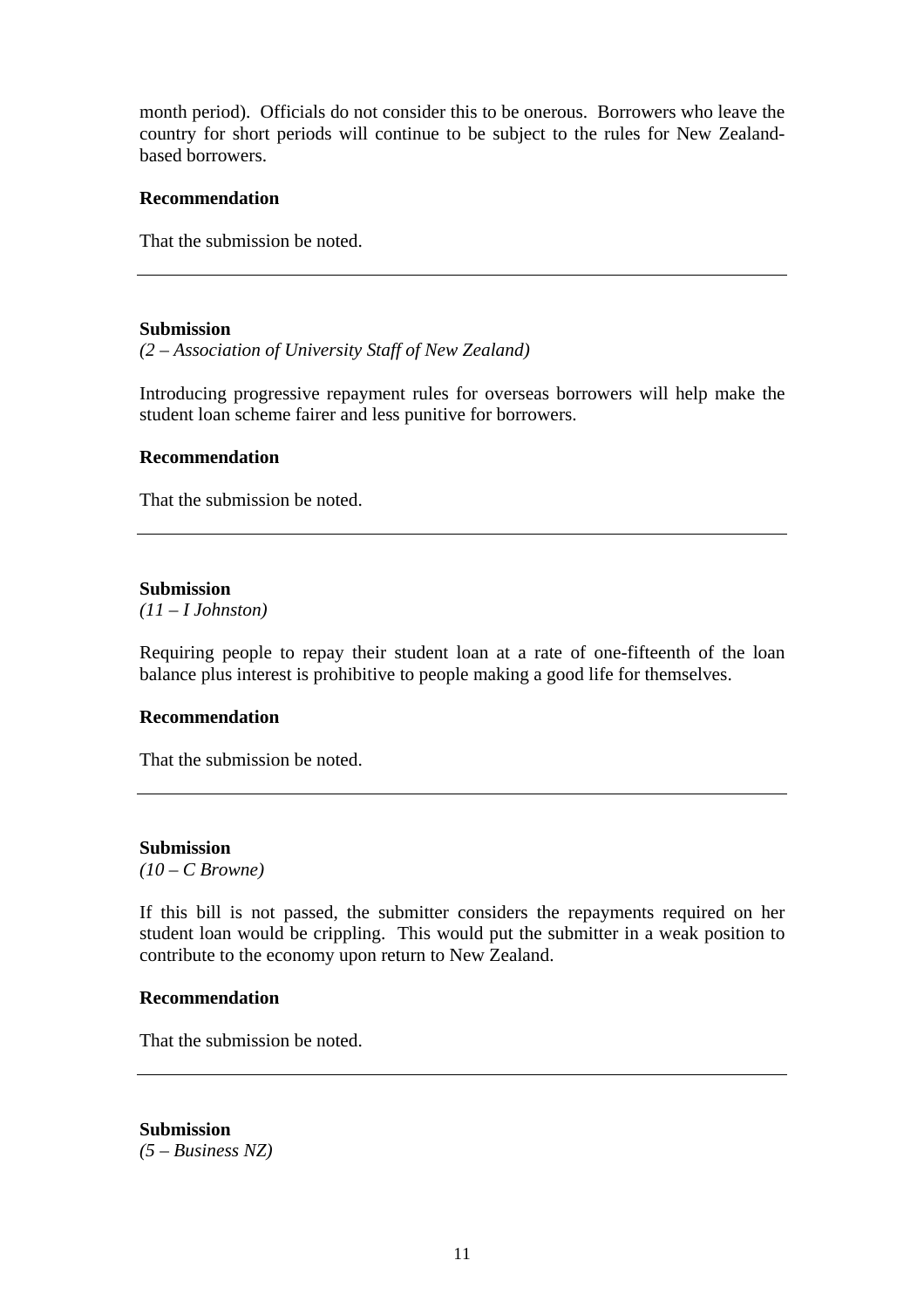month period). Officials do not consider this to be onerous. Borrowers who leave the country for short periods will continue to be subject to the rules for New Zealand-based borrowers.

**Recommendation**

That the submission be noted.

---

**Submission**

*(2 – Association of University Staff of New Zealand)*

Introducing progressive repayment rules for overseas borrowers will help make the student loan scheme fairer and less punitive for borrowers.

**Recommendation**

That the submission be noted.

---

**Submission**

*(11 – I Johnston)*

Requiring people to repay their student loan at a rate of one-fifteenth of the loan balance plus interest is prohibitive to people making a good life for themselves.

**Recommendation**

That the submission be noted.

---

**Submission**

*(10 – C Browne)*

If this bill is not passed, the submitter considers the repayments required on her student loan would be crippling. This would put the submitter in a weak position to contribute to the economy upon return to New Zealand.

**Recommendation**

That the submission be noted.

---

**Submission**

*(5 – Business NZ)*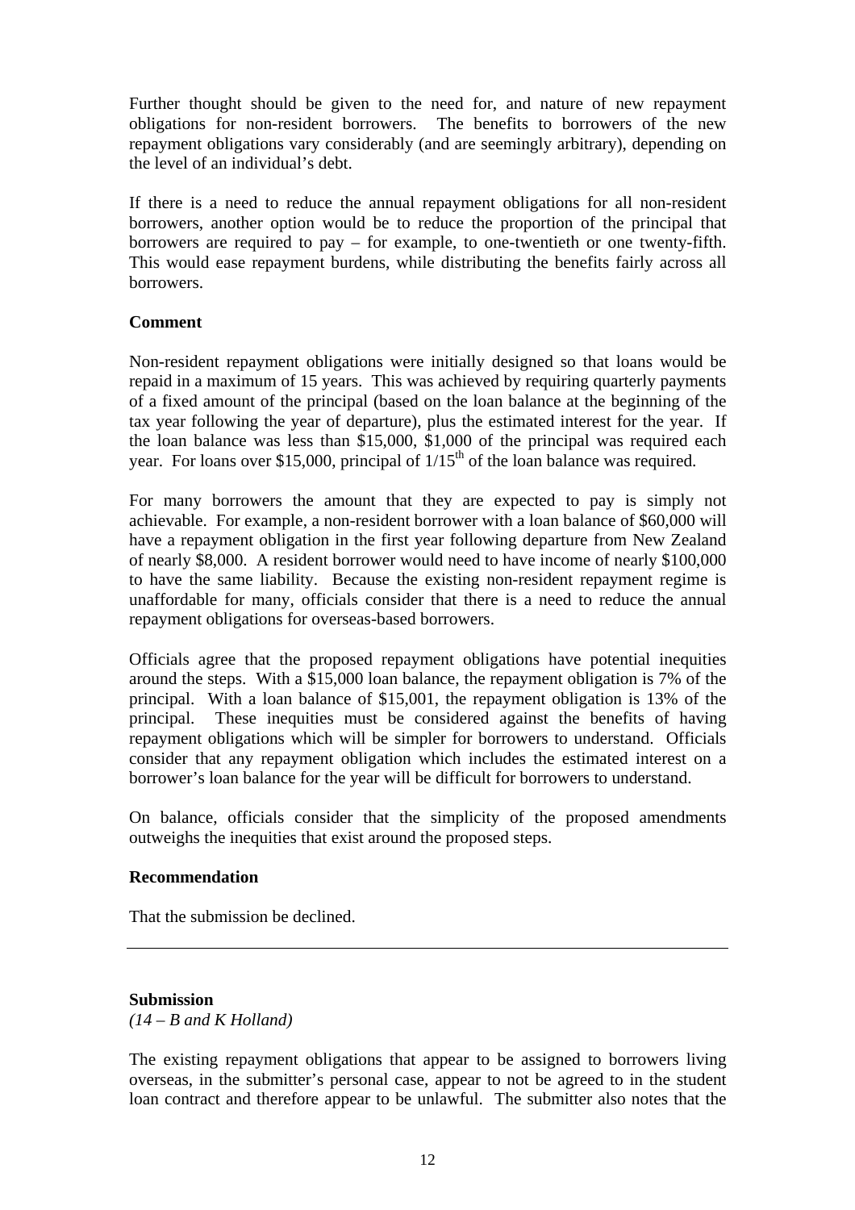Further thought should be given to the need for, and nature of new repayment obligations for non-resident borrowers. The benefits to borrowers of the new repayment obligations vary considerably (and are seemingly arbitrary), depending on the level of an individual's debt.

If there is a need to reduce the annual repayment obligations for all non-resident borrowers, another option would be to reduce the proportion of the principal that borrowers are required to pay – for example, to one-twentieth or one twenty-fifth. This would ease repayment burdens, while distributing the benefits fairly across all borrowers.

**Comment**

Non-resident repayment obligations were initially designed so that loans would be repaid in a maximum of 15 years. This was achieved by requiring quarterly payments of a fixed amount of the principal (based on the loan balance at the beginning of the tax year following the year of departure), plus the estimated interest for the year. If the loan balance was less than $15,000, $1,000 of the principal was required each year. For loans over $15,000, principal of 1/15th of the loan balance was required.

For many borrowers the amount that they are expected to pay is simply not achievable. For example, a non-resident borrower with a loan balance of $60,000 will have a repayment obligation in the first year following departure from New Zealand of nearly $8,000. A resident borrower would need to have income of nearly $100,000 to have the same liability. Because the existing non-resident repayment regime is unaffordable for many, officials consider that there is a need to reduce the annual repayment obligations for overseas-based borrowers.

Officials agree that the proposed repayment obligations have potential inequities around the steps. With a $15,000 loan balance, the repayment obligation is 7% of the principal. With a loan balance of $15,001, the repayment obligation is 13% of the principal. These inequities must be considered against the benefits of having repayment obligations which will be simpler for borrowers to understand. Officials consider that any repayment obligation which includes the estimated interest on a borrower's loan balance for the year will be difficult for borrowers to understand.

On balance, officials consider that the simplicity of the proposed amendments outweighs the inequities that exist around the proposed steps.

**Recommendation**

That the submission be declined.

---

**Submission**

*(14 – B and K Holland)*

The existing repayment obligations that appear to be assigned to borrowers living overseas, in the submitter's personal case, appear to not be agreed to in the student loan contract and therefore appear to be unlawful. The submitter also notes that the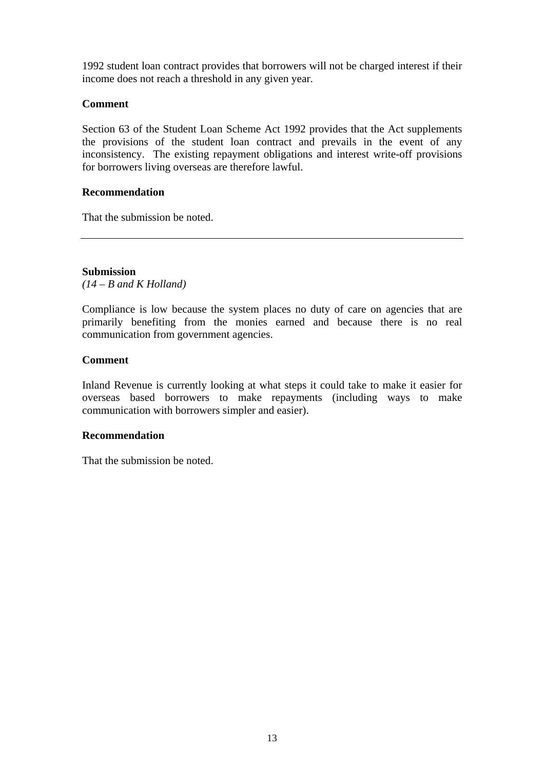1992 student loan contract provides that borrowers will not be charged interest if their income does not reach a threshold in any given year.

**Comment**

Section 63 of the Student Loan Scheme Act 1992 provides that the Act supplements the provisions of the student loan contract and prevails in the event of any inconsistency. The existing repayment obligations and interest write-off provisions for borrowers living overseas are therefore lawful.

**Recommendation**

That the submission be noted.

---

**Submission**
*(14 – B and K Holland)*

Compliance is low because the system places no duty of care on agencies that are primarily benefiting from the monies earned and because there is no real communication from government agencies.

**Comment**

Inland Revenue is currently looking at what steps it could take to make it easier for overseas based borrowers to make repayments (including ways to make communication with borrowers simpler and easier).

**Recommendation**

That the submission be noted.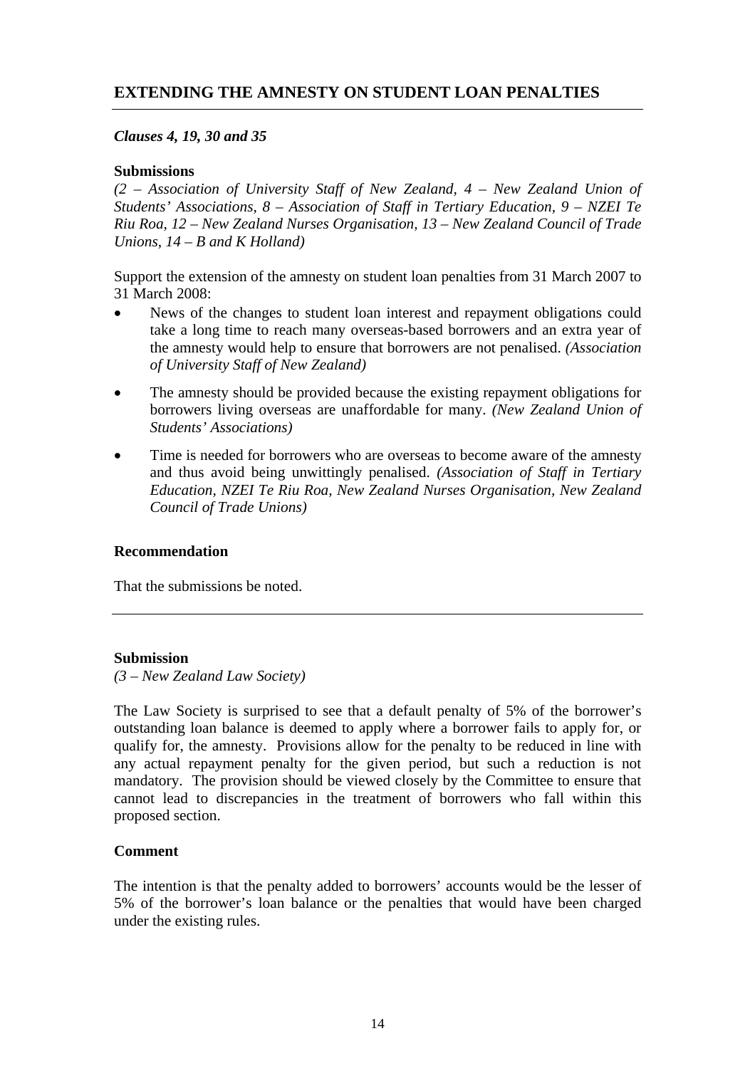## EXTENDING THE AMNESTY ON STUDENT LOAN PENALTIES

***Clauses 4, 19, 30 and 35***

**Submissions**

*(2 – Association of University Staff of New Zealand, 4 – New Zealand Union of Students' Associations, 8 – Association of Staff in Tertiary Education, 9 – NZEI Te Riu Roa, 12 – New Zealand Nurses Organisation, 13 – New Zealand Council of Trade Unions, 14 – B and K Holland)*

Support the extension of the amnesty on student loan penalties from 31 March 2007 to 31 March 2008:

- News of the changes to student loan interest and repayment obligations could take a long time to reach many overseas-based borrowers and an extra year of the amnesty would help to ensure that borrowers are not penalised. *(Association of University Staff of New Zealand)*
- The amnesty should be provided because the existing repayment obligations for borrowers living overseas are unaffordable for many. *(New Zealand Union of Students' Associations)*
- Time is needed for borrowers who are overseas to become aware of the amnesty and thus avoid being unwittingly penalised. *(Association of Staff in Tertiary Education, NZEI Te Riu Roa, New Zealand Nurses Organisation, New Zealand Council of Trade Unions)*

**Recommendation**

That the submissions be noted.

---

**Submission**

*(3 – New Zealand Law Society)*

The Law Society is surprised to see that a default penalty of 5% of the borrower's outstanding loan balance is deemed to apply where a borrower fails to apply for, or qualify for, the amnesty. Provisions allow for the penalty to be reduced in line with any actual repayment penalty for the given period, but such a reduction is not mandatory. The provision should be viewed closely by the Committee to ensure that cannot lead to discrepancies in the treatment of borrowers who fall within this proposed section.

**Comment**

The intention is that the penalty added to borrowers' accounts would be the lesser of 5% of the borrower's loan balance or the penalties that would have been charged under the existing rules.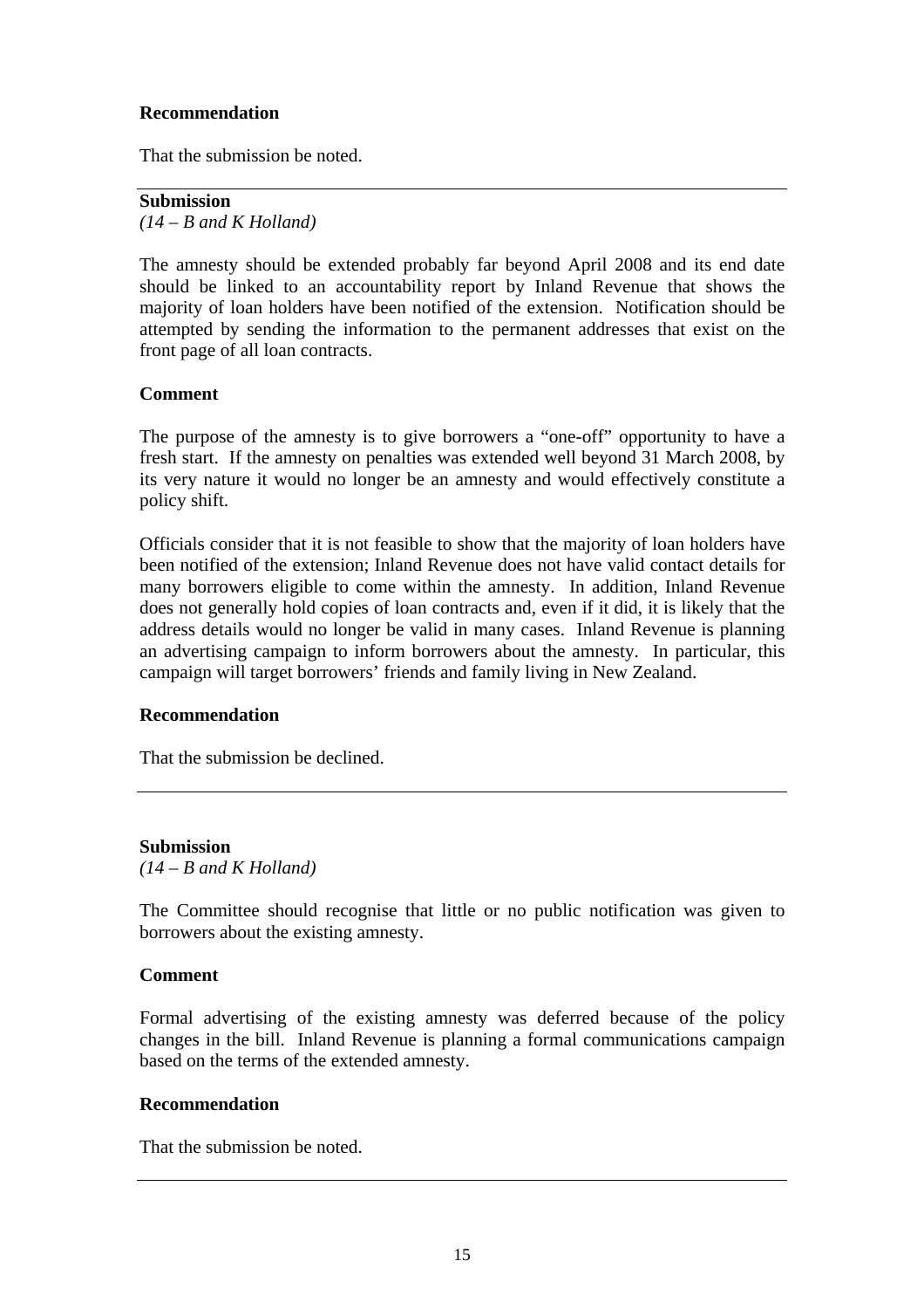**Recommendation**

That the submission be noted.

---

**Submission**
*(14 – B and K Holland)*

The amnesty should be extended probably far beyond April 2008 and its end date should be linked to an accountability report by Inland Revenue that shows the majority of loan holders have been notified of the extension. Notification should be attempted by sending the information to the permanent addresses that exist on the front page of all loan contracts.

**Comment**

The purpose of the amnesty is to give borrowers a "one-off" opportunity to have a fresh start. If the amnesty on penalties was extended well beyond 31 March 2008, by its very nature it would no longer be an amnesty and would effectively constitute a policy shift.

Officials consider that it is not feasible to show that the majority of loan holders have been notified of the extension; Inland Revenue does not have valid contact details for many borrowers eligible to come within the amnesty. In addition, Inland Revenue does not generally hold copies of loan contracts and, even if it did, it is likely that the address details would no longer be valid in many cases. Inland Revenue is planning an advertising campaign to inform borrowers about the amnesty. In particular, this campaign will target borrowers' friends and family living in New Zealand.

**Recommendation**

That the submission be declined.

---

**Submission**
*(14 – B and K Holland)*

The Committee should recognise that little or no public notification was given to borrowers about the existing amnesty.

**Comment**

Formal advertising of the existing amnesty was deferred because of the policy changes in the bill. Inland Revenue is planning a formal communications campaign based on the terms of the extended amnesty.

**Recommendation**

That the submission be noted.

---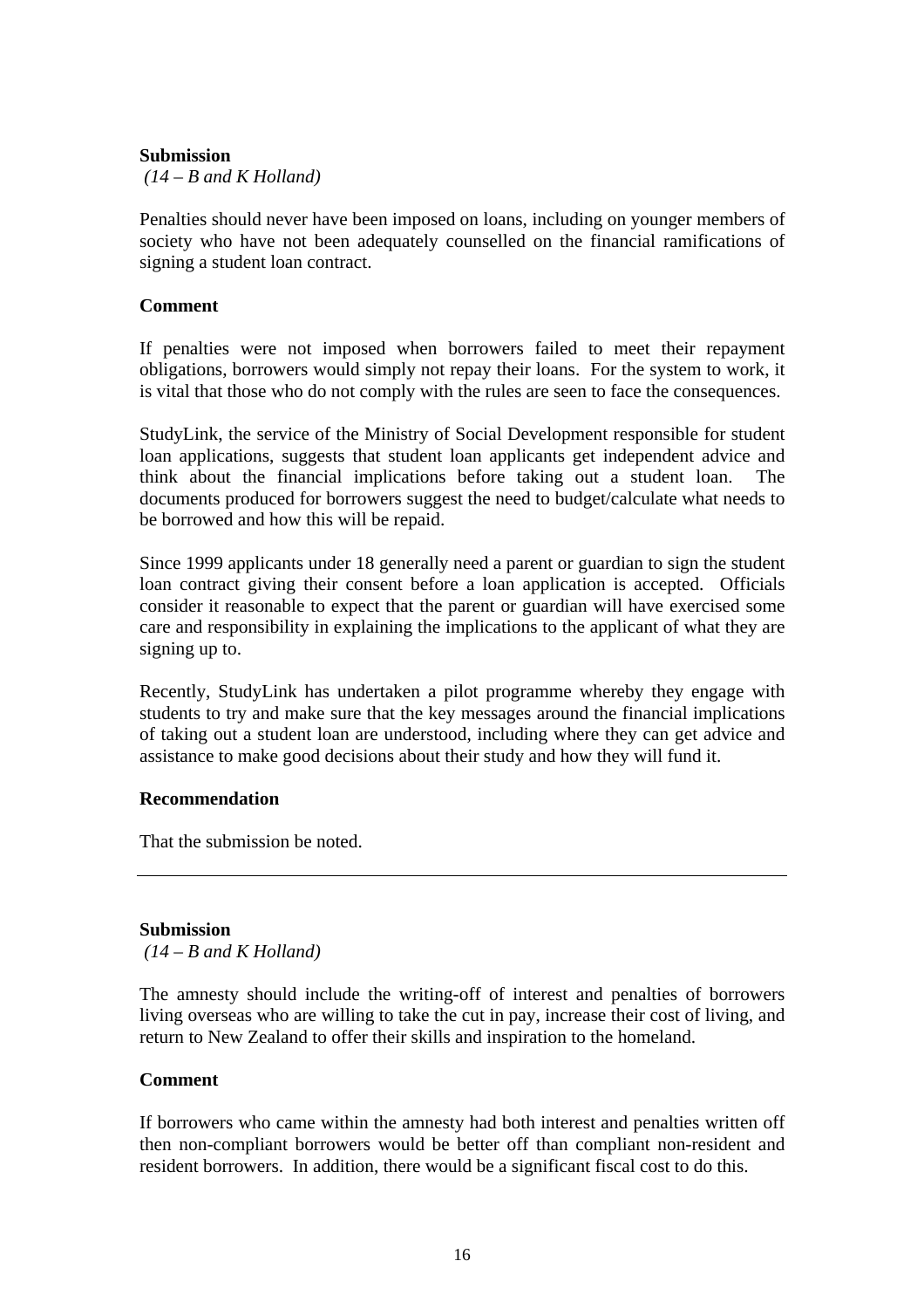**Submission**

*(14 – B and K Holland)*

Penalties should never have been imposed on loans, including on younger members of society who have not been adequately counselled on the financial ramifications of signing a student loan contract.

**Comment**

If penalties were not imposed when borrowers failed to meet their repayment obligations, borrowers would simply not repay their loans. For the system to work, it is vital that those who do not comply with the rules are seen to face the consequences.

StudyLink, the service of the Ministry of Social Development responsible for student loan applications, suggests that student loan applicants get independent advice and think about the financial implications before taking out a student loan. The documents produced for borrowers suggest the need to budget/calculate what needs to be borrowed and how this will be repaid.

Since 1999 applicants under 18 generally need a parent or guardian to sign the student loan contract giving their consent before a loan application is accepted. Officials consider it reasonable to expect that the parent or guardian will have exercised some care and responsibility in explaining the implications to the applicant of what they are signing up to.

Recently, StudyLink has undertaken a pilot programme whereby they engage with students to try and make sure that the key messages around the financial implications of taking out a student loan are understood, including where they can get advice and assistance to make good decisions about their study and how they will fund it.

**Recommendation**

That the submission be noted.

---

**Submission**

*(14 – B and K Holland)*

The amnesty should include the writing-off of interest and penalties of borrowers living overseas who are willing to take the cut in pay, increase their cost of living, and return to New Zealand to offer their skills and inspiration to the homeland.

**Comment**

If borrowers who came within the amnesty had both interest and penalties written off then non-compliant borrowers would be better off than compliant non-resident and resident borrowers. In addition, there would be a significant fiscal cost to do this.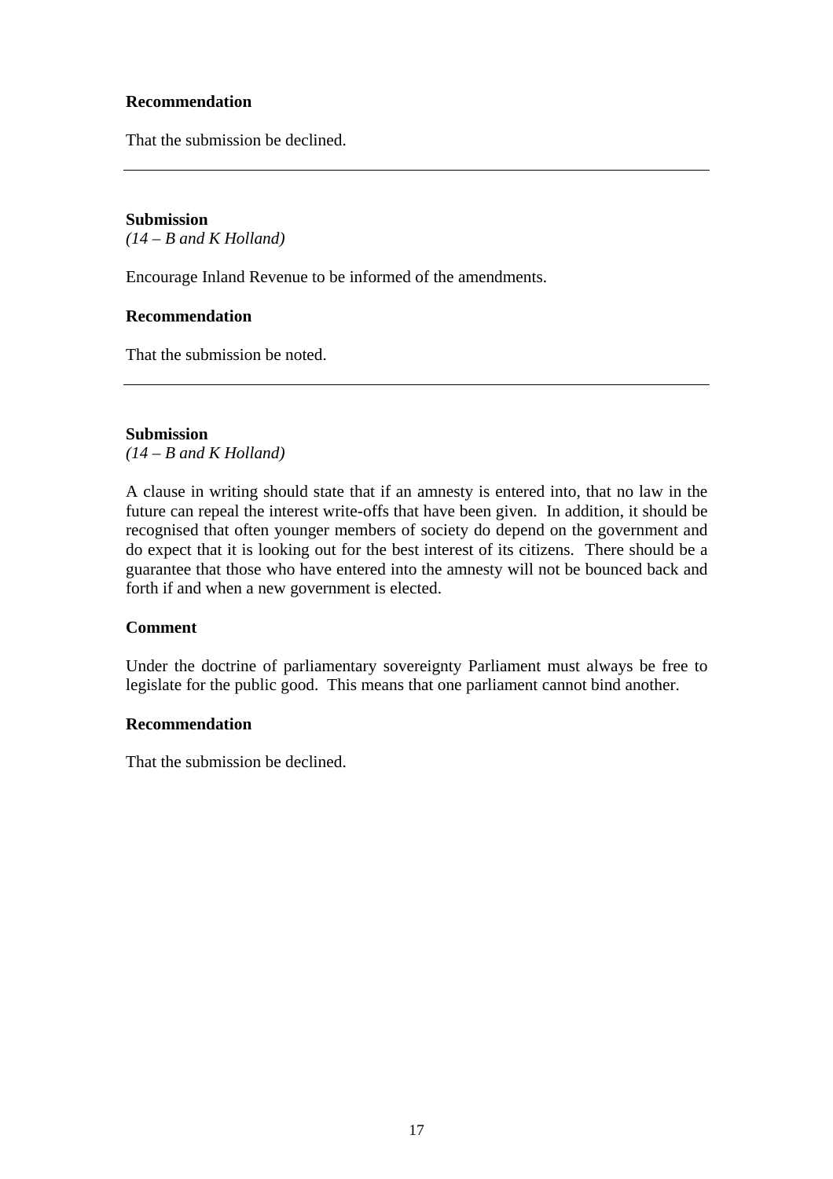**Recommendation**

That the submission be declined.

---

**Submission**
*(14 – B and K Holland)*

Encourage Inland Revenue to be informed of the amendments.

**Recommendation**

That the submission be noted.

---

**Submission**
*(14 – B and K Holland)*

A clause in writing should state that if an amnesty is entered into, that no law in the future can repeal the interest write-offs that have been given. In addition, it should be recognised that often younger members of society do depend on the government and do expect that it is looking out for the best interest of its citizens. There should be a guarantee that those who have entered into the amnesty will not be bounced back and forth if and when a new government is elected.

**Comment**

Under the doctrine of parliamentary sovereignty Parliament must always be free to legislate for the public good. This means that one parliament cannot bind another.

**Recommendation**

That the submission be declined.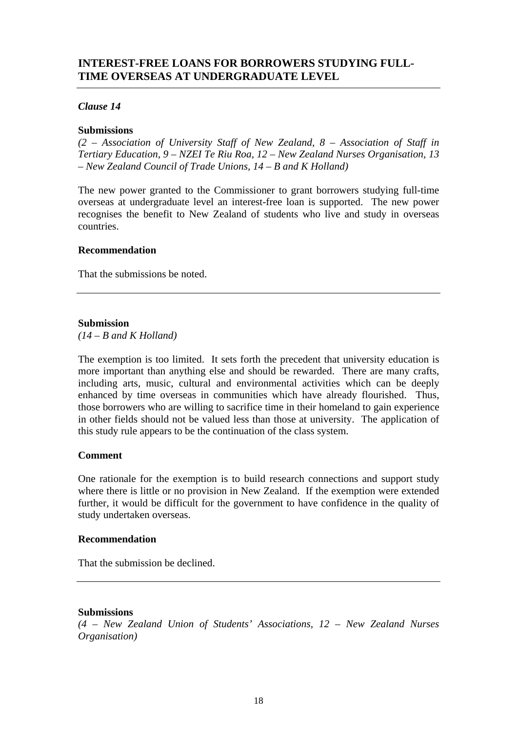## INTEREST-FREE LOANS FOR BORROWERS STUDYING FULL-TIME OVERSEAS AT UNDERGRADUATE LEVEL

***Clause 14***

**Submissions**

*(2 – Association of University Staff of New Zealand, 8 – Association of Staff in Tertiary Education, 9 – NZEI Te Riu Roa, 12 – New Zealand Nurses Organisation, 13 – New Zealand Council of Trade Unions, 14 – B and K Holland)*

The new power granted to the Commissioner to grant borrowers studying full-time overseas at undergraduate level an interest-free loan is supported. The new power recognises the benefit to New Zealand of students who live and study in overseas countries.

**Recommendation**

That the submissions be noted.

---

**Submission**

*(14 – B and K Holland)*

The exemption is too limited. It sets forth the precedent that university education is more important than anything else and should be rewarded. There are many crafts, including arts, music, cultural and environmental activities which can be deeply enhanced by time overseas in communities which have already flourished. Thus, those borrowers who are willing to sacrifice time in their homeland to gain experience in other fields should not be valued less than those at university. The application of this study rule appears to be the continuation of the class system.

**Comment**

One rationale for the exemption is to build research connections and support study where there is little or no provision in New Zealand. If the exemption were extended further, it would be difficult for the government to have confidence in the quality of study undertaken overseas.

**Recommendation**

That the submission be declined.

---

**Submissions**

*(4 – New Zealand Union of Students' Associations, 12 – New Zealand Nurses Organisation)*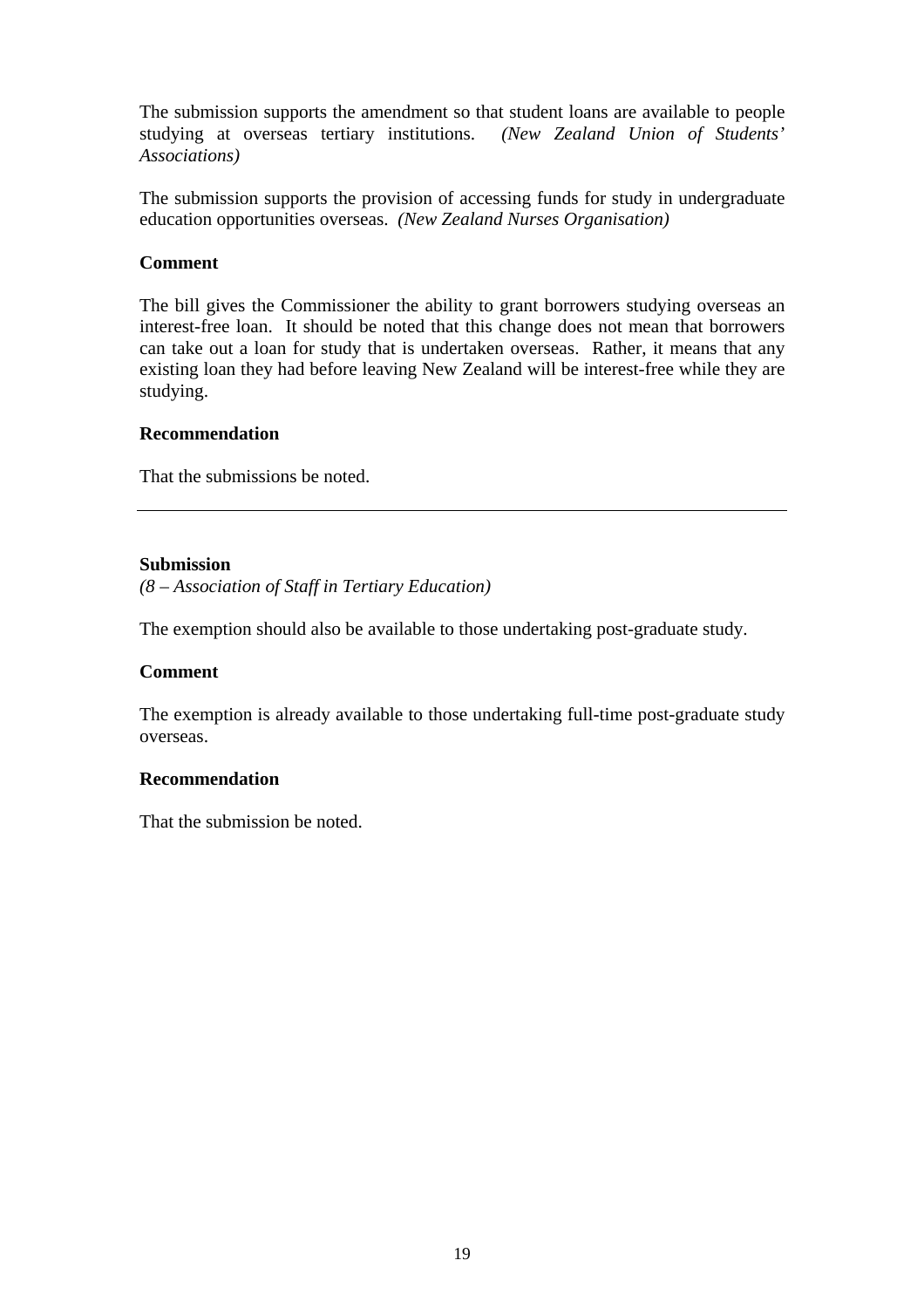The submission supports the amendment so that student loans are available to people studying at overseas tertiary institutions. *(New Zealand Union of Students' Associations)*

The submission supports the provision of accessing funds for study in undergraduate education opportunities overseas. *(New Zealand Nurses Organisation)*

**Comment**

The bill gives the Commissioner the ability to grant borrowers studying overseas an interest-free loan. It should be noted that this change does not mean that borrowers can take out a loan for study that is undertaken overseas. Rather, it means that any existing loan they had before leaving New Zealand will be interest-free while they are studying.

**Recommendation**

That the submissions be noted.

---

**Submission**
*(8 – Association of Staff in Tertiary Education)*

The exemption should also be available to those undertaking post-graduate study.

**Comment**

The exemption is already available to those undertaking full-time post-graduate study overseas.

**Recommendation**

That the submission be noted.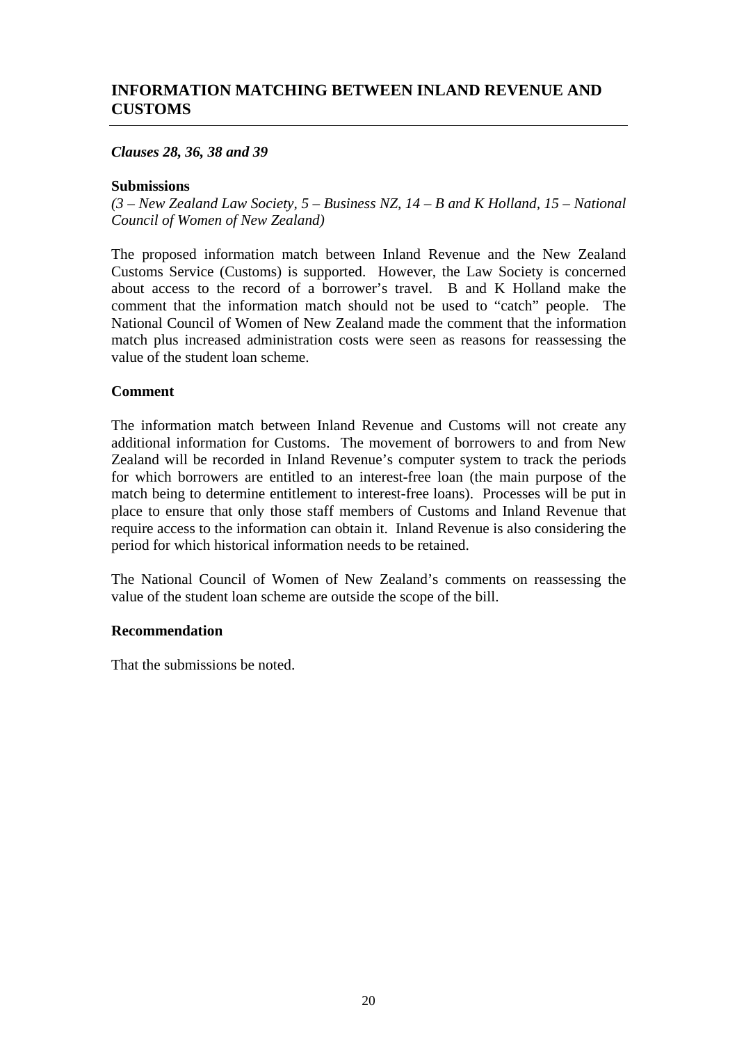## INFORMATION MATCHING BETWEEN INLAND REVENUE AND CUSTOMS

*Clauses 28, 36, 38 and 39*

**Submissions**

*(3 – New Zealand Law Society, 5 – Business NZ, 14 – B and K Holland, 15 – National Council of Women of New Zealand)*

The proposed information match between Inland Revenue and the New Zealand Customs Service (Customs) is supported. However, the Law Society is concerned about access to the record of a borrower's travel. B and K Holland make the comment that the information match should not be used to "catch" people. The National Council of Women of New Zealand made the comment that the information match plus increased administration costs were seen as reasons for reassessing the value of the student loan scheme.

**Comment**

The information match between Inland Revenue and Customs will not create any additional information for Customs. The movement of borrowers to and from New Zealand will be recorded in Inland Revenue's computer system to track the periods for which borrowers are entitled to an interest-free loan (the main purpose of the match being to determine entitlement to interest-free loans). Processes will be put in place to ensure that only those staff members of Customs and Inland Revenue that require access to the information can obtain it. Inland Revenue is also considering the period for which historical information needs to be retained.

The National Council of Women of New Zealand's comments on reassessing the value of the student loan scheme are outside the scope of the bill.

**Recommendation**

That the submissions be noted.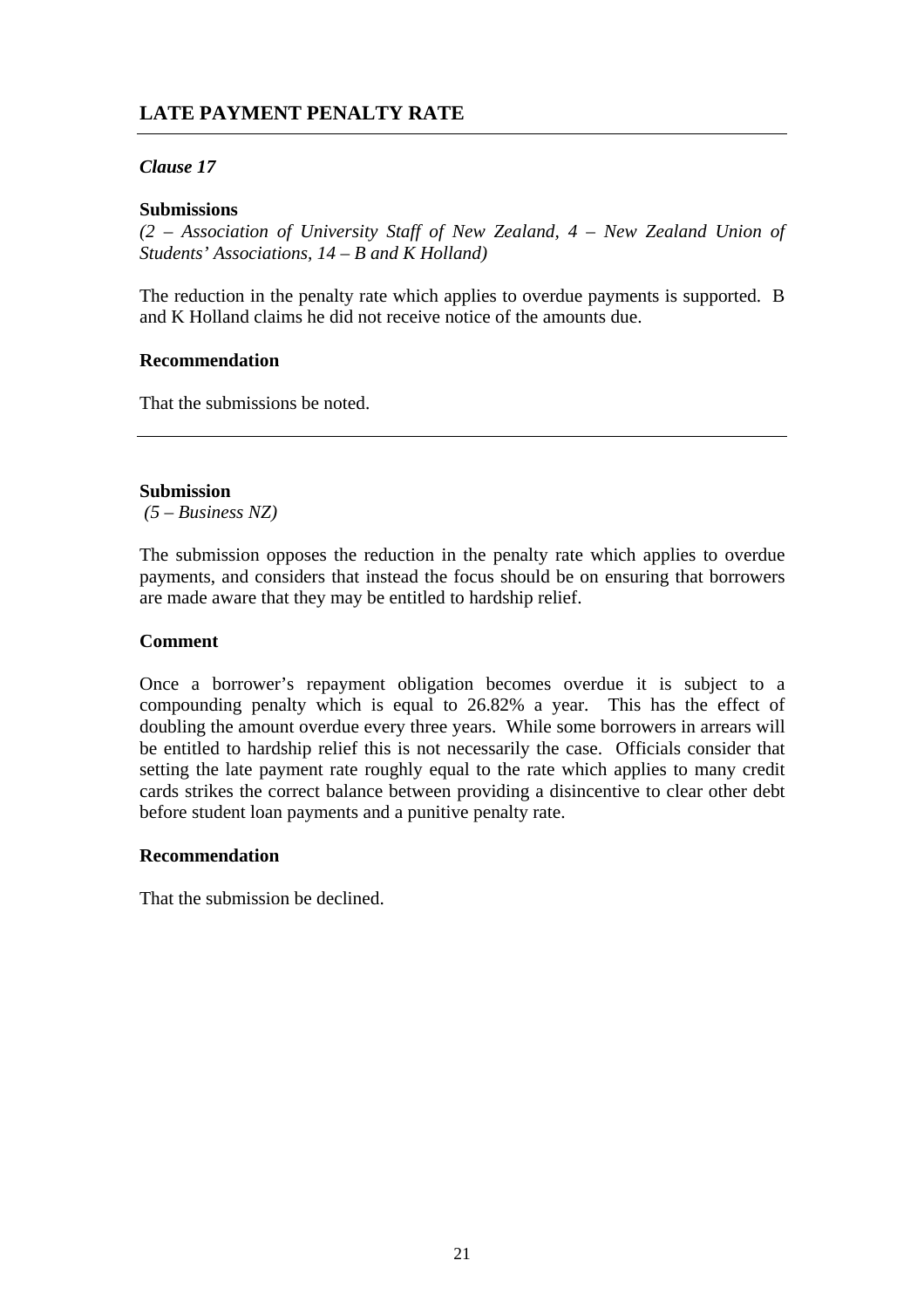## LATE PAYMENT PENALTY RATE

---

### *Clause 17*

**Submissions**

*(2 – Association of University Staff of New Zealand, 4 – New Zealand Union of Students' Associations, 14 – B and K Holland)*

The reduction in the penalty rate which applies to overdue payments is supported. B and K Holland claims he did not receive notice of the amounts due.

**Recommendation**

That the submissions be noted.

---

**Submission**

*(5 – Business NZ)*

The submission opposes the reduction in the penalty rate which applies to overdue payments, and considers that instead the focus should be on ensuring that borrowers are made aware that they may be entitled to hardship relief.

**Comment**

Once a borrower's repayment obligation becomes overdue it is subject to a compounding penalty which is equal to 26.82% a year. This has the effect of doubling the amount overdue every three years. While some borrowers in arrears will be entitled to hardship relief this is not necessarily the case. Officials consider that setting the late payment rate roughly equal to the rate which applies to many credit cards strikes the correct balance between providing a disincentive to clear other debt before student loan payments and a punitive penalty rate.

**Recommendation**

That the submission be declined.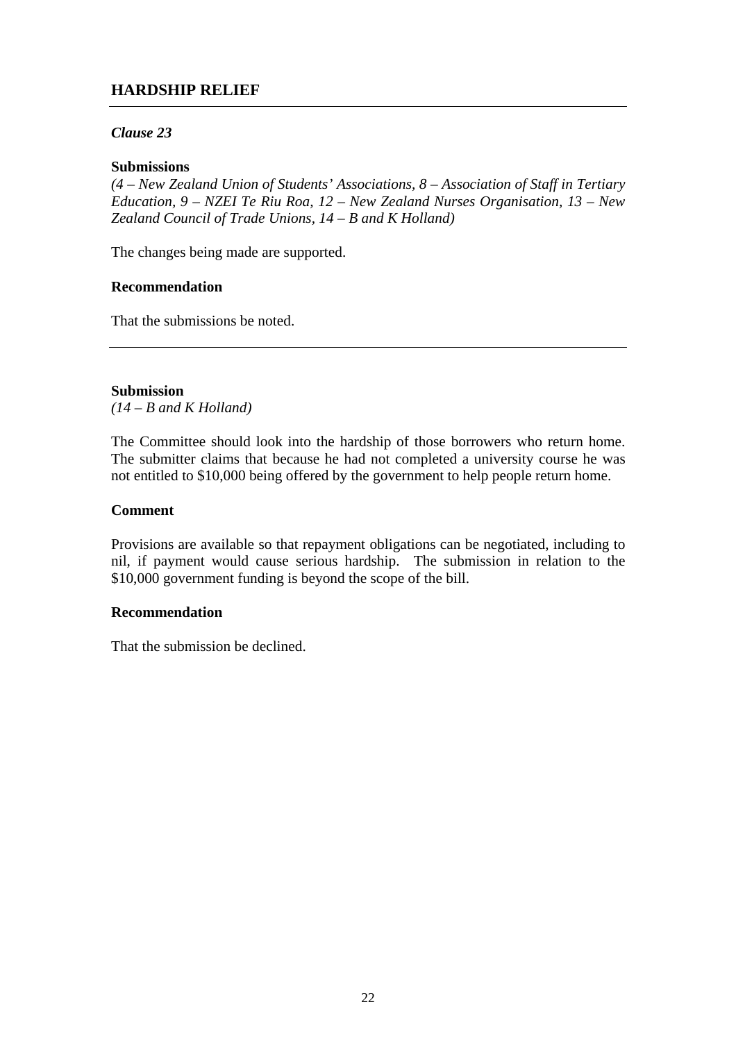## HARDSHIP RELIEF

---

### *Clause 23*

**Submissions**
*(4 – New Zealand Union of Students' Associations, 8 – Association of Staff in Tertiary Education, 9 – NZEI Te Riu Roa, 12 – New Zealand Nurses Organisation, 13 – New Zealand Council of Trade Unions, 14 – B and K Holland)*

The changes being made are supported.

**Recommendation**

That the submissions be noted.

---

**Submission**
*(14 – B and K Holland)*

The Committee should look into the hardship of those borrowers who return home. The submitter claims that because he had not completed a university course he was not entitled to $10,000 being offered by the government to help people return home.

**Comment**

Provisions are available so that repayment obligations can be negotiated, including to nil, if payment would cause serious hardship. The submission in relation to the $10,000 government funding is beyond the scope of the bill.

**Recommendation**

That the submission be declined.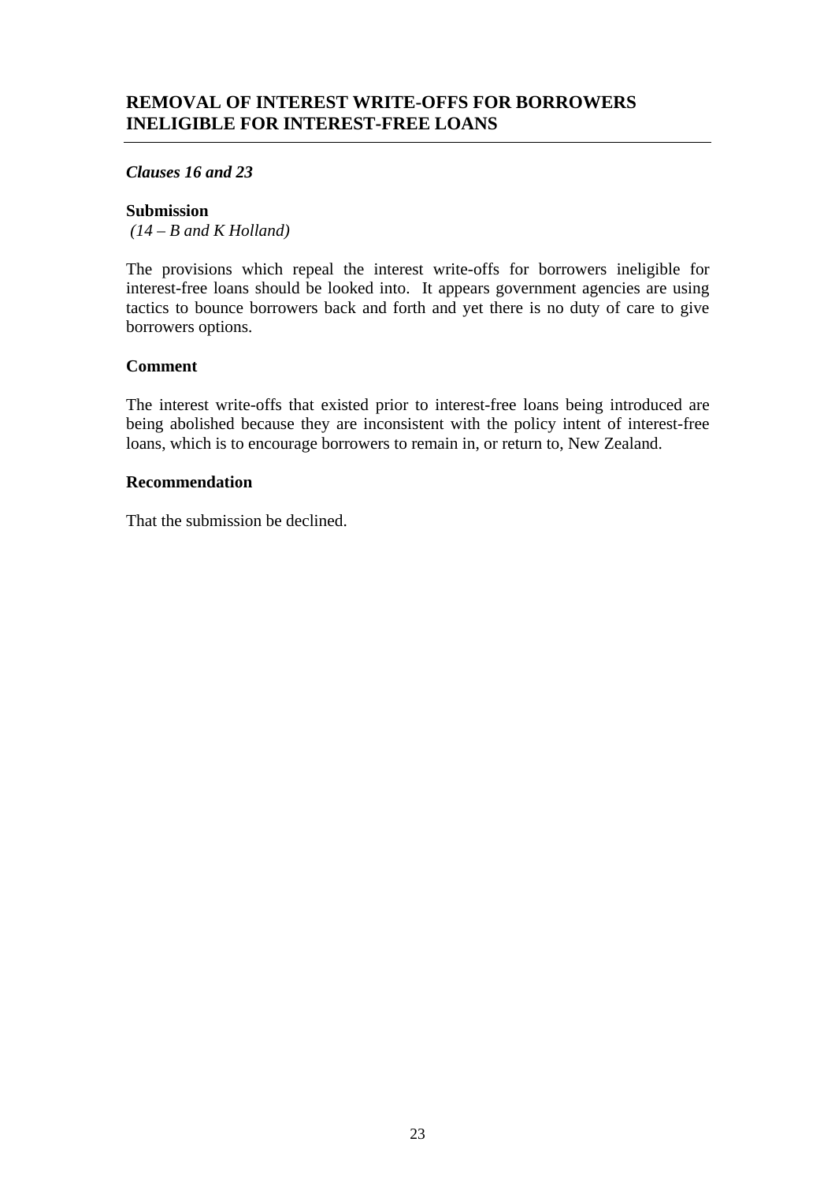## REMOVAL OF INTEREST WRITE-OFFS FOR BORROWERS INELIGIBLE FOR INTEREST-FREE LOANS

***Clauses 16 and 23***

**Submission**

*(14 – B and K Holland)*

The provisions which repeal the interest write-offs for borrowers ineligible for interest-free loans should be looked into. It appears government agencies are using tactics to bounce borrowers back and forth and yet there is no duty of care to give borrowers options.

**Comment**

The interest write-offs that existed prior to interest-free loans being introduced are being abolished because they are inconsistent with the policy intent of interest-free loans, which is to encourage borrowers to remain in, or return to, New Zealand.

**Recommendation**

That the submission be declined.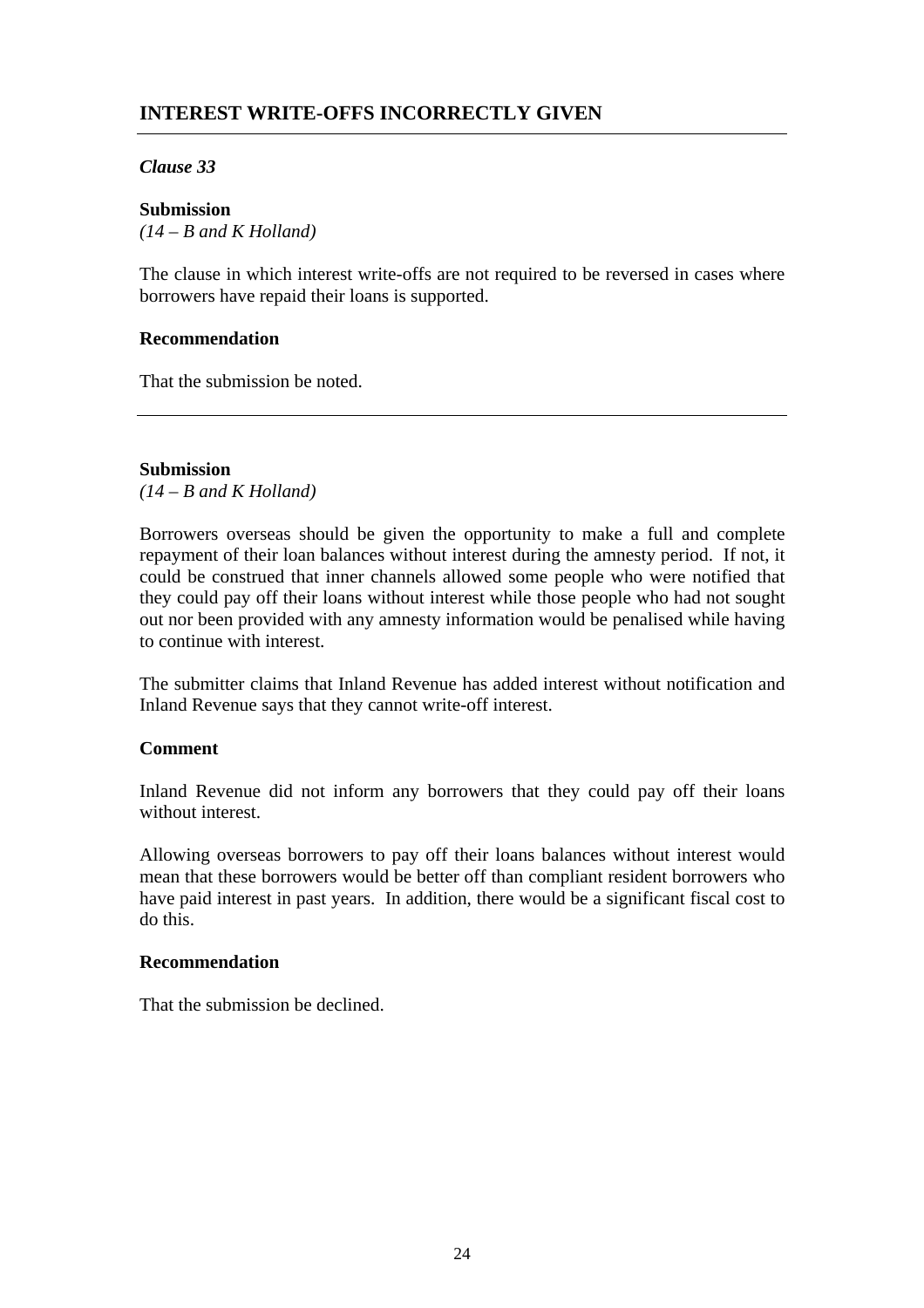## INTEREST WRITE-OFFS INCORRECTLY GIVEN

---

### *Clause 33*

**Submission**

*(14 – B and K Holland)*

The clause in which interest write-offs are not required to be reversed in cases where borrowers have repaid their loans is supported.

**Recommendation**

That the submission be noted.

---

**Submission**

*(14 – B and K Holland)*

Borrowers overseas should be given the opportunity to make a full and complete repayment of their loan balances without interest during the amnesty period. If not, it could be construed that inner channels allowed some people who were notified that they could pay off their loans without interest while those people who had not sought out nor been provided with any amnesty information would be penalised while having to continue with interest.

The submitter claims that Inland Revenue has added interest without notification and Inland Revenue says that they cannot write-off interest.

**Comment**

Inland Revenue did not inform any borrowers that they could pay off their loans without interest.

Allowing overseas borrowers to pay off their loans balances without interest would mean that these borrowers would be better off than compliant resident borrowers who have paid interest in past years. In addition, there would be a significant fiscal cost to do this.

**Recommendation**

That the submission be declined.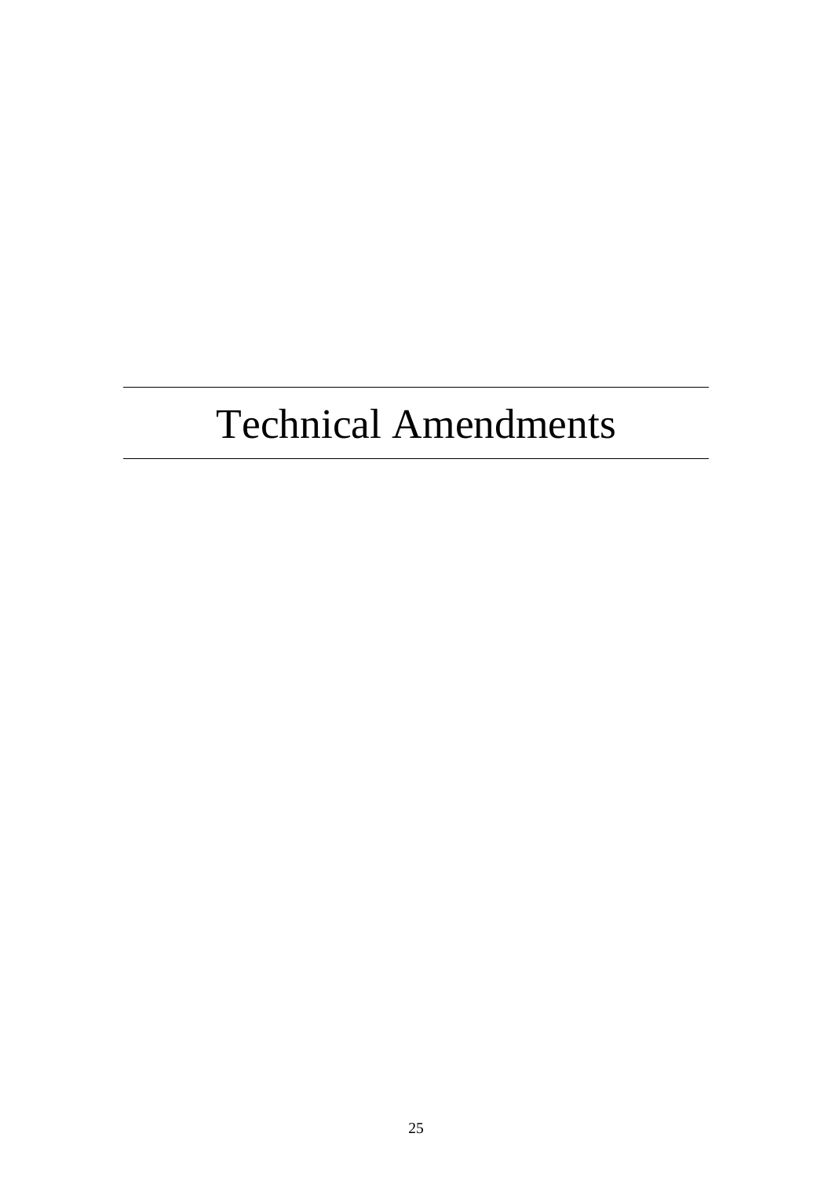# Technical Amendments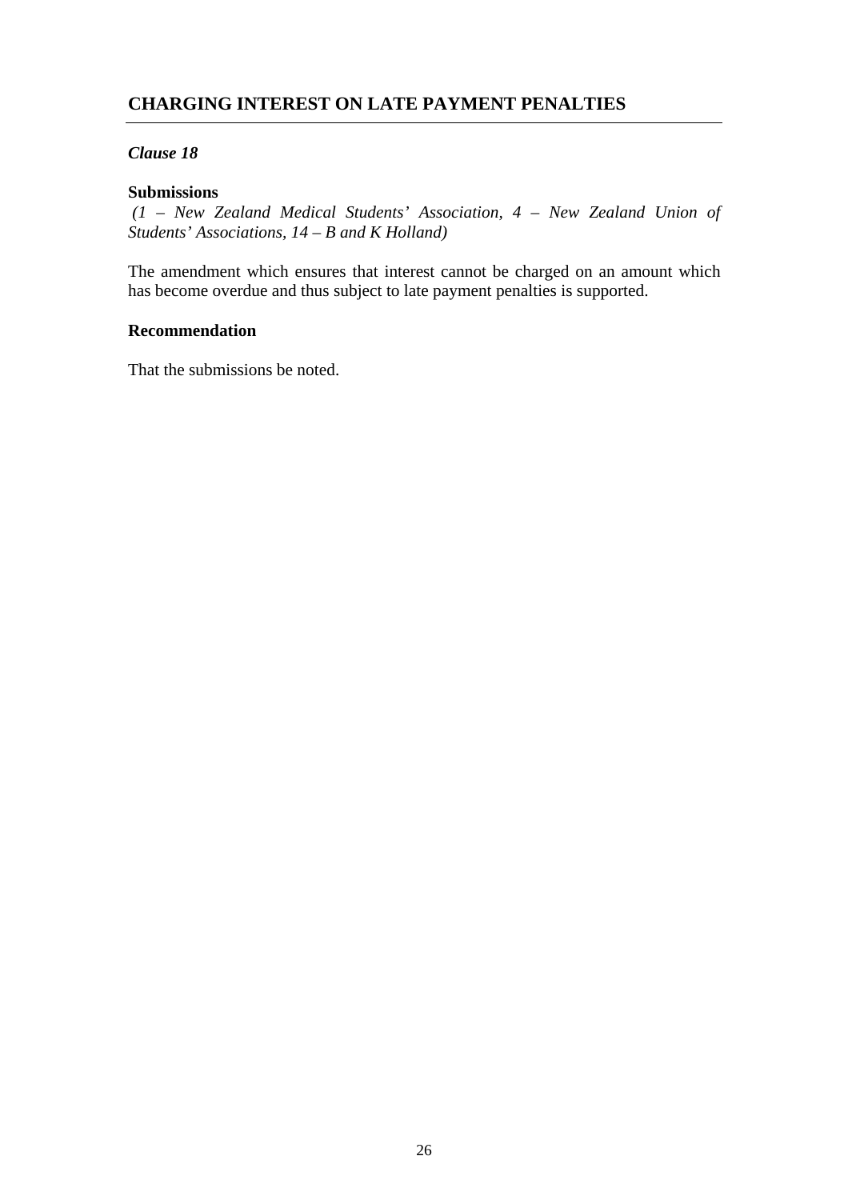## CHARGING INTEREST ON LATE PAYMENT PENALTIES

### *Clause 18*

**Submissions**

*(1 – New Zealand Medical Students' Association, 4 – New Zealand Union of Students' Associations, 14 – B and K Holland)*

The amendment which ensures that interest cannot be charged on an amount which has become overdue and thus subject to late payment penalties is supported.

**Recommendation**

That the submissions be noted.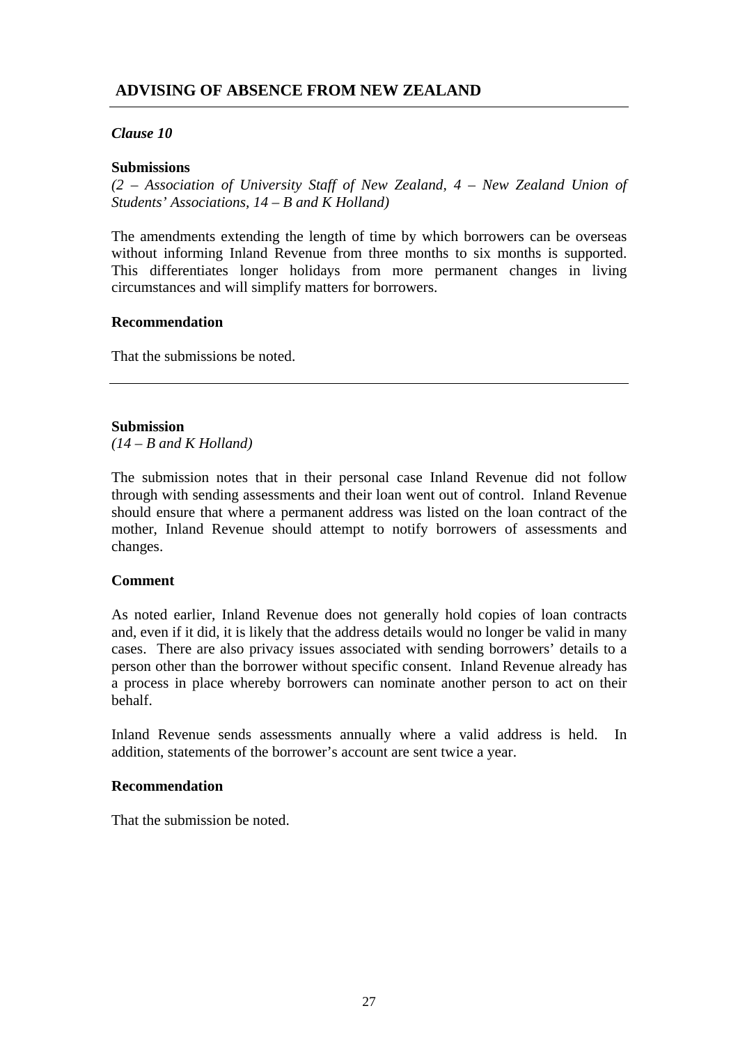## ADVISING OF ABSENCE FROM NEW ZEALAND

---

*Clause 10*

**Submissions**

*(2 – Association of University Staff of New Zealand, 4 – New Zealand Union of Students' Associations, 14 – B and K Holland)*

The amendments extending the length of time by which borrowers can be overseas without informing Inland Revenue from three months to six months is supported. This differentiates longer holidays from more permanent changes in living circumstances and will simplify matters for borrowers.

**Recommendation**

That the submissions be noted.

---

**Submission**

*(14 – B and K Holland)*

The submission notes that in their personal case Inland Revenue did not follow through with sending assessments and their loan went out of control. Inland Revenue should ensure that where a permanent address was listed on the loan contract of the mother, Inland Revenue should attempt to notify borrowers of assessments and changes.

**Comment**

As noted earlier, Inland Revenue does not generally hold copies of loan contracts and, even if it did, it is likely that the address details would no longer be valid in many cases. There are also privacy issues associated with sending borrowers' details to a person other than the borrower without specific consent. Inland Revenue already has a process in place whereby borrowers can nominate another person to act on their behalf.

Inland Revenue sends assessments annually where a valid address is held. In addition, statements of the borrower's account are sent twice a year.

**Recommendation**

That the submission be noted.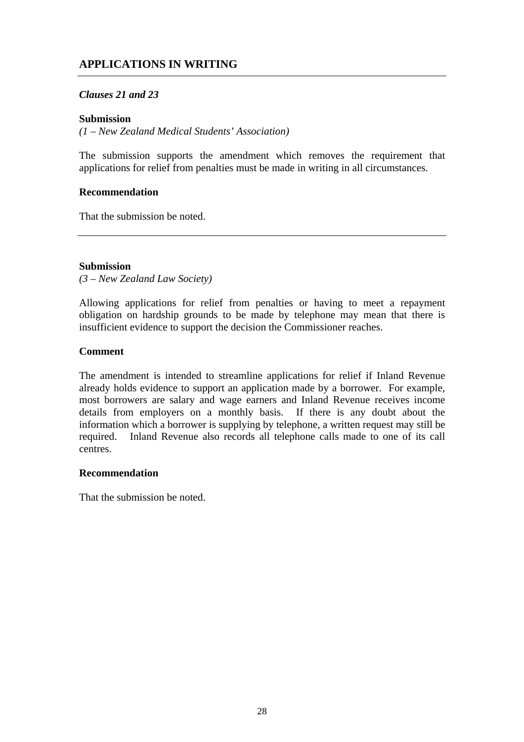## APPLICATIONS IN WRITING

---

### *Clauses 21 and 23*

**Submission**
*(1 – New Zealand Medical Students' Association)*

The submission supports the amendment which removes the requirement that applications for relief from penalties must be made in writing in all circumstances.

**Recommendation**

That the submission be noted.

---

**Submission**
*(3 – New Zealand Law Society)*

Allowing applications for relief from penalties or having to meet a repayment obligation on hardship grounds to be made by telephone may mean that there is insufficient evidence to support the decision the Commissioner reaches.

**Comment**

The amendment is intended to streamline applications for relief if Inland Revenue already holds evidence to support an application made by a borrower. For example, most borrowers are salary and wage earners and Inland Revenue receives income details from employers on a monthly basis. If there is any doubt about the information which a borrower is supplying by telephone, a written request may still be required. Inland Revenue also records all telephone calls made to one of its call centres.

**Recommendation**

That the submission be noted.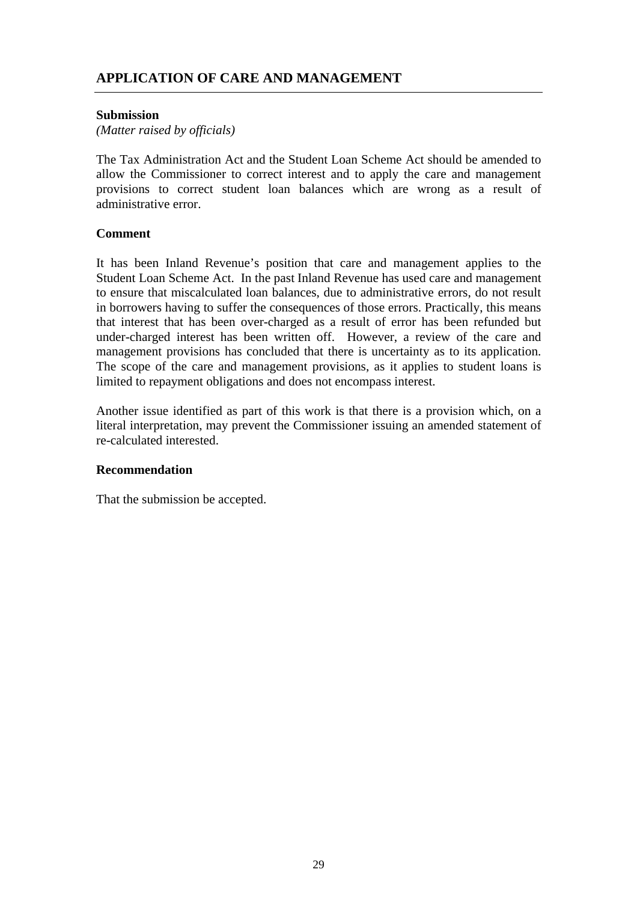## APPLICATION OF CARE AND MANAGEMENT

**Submission**

*(Matter raised by officials)*

The Tax Administration Act and the Student Loan Scheme Act should be amended to allow the Commissioner to correct interest and to apply the care and management provisions to correct student loan balances which are wrong as a result of administrative error.

**Comment**

It has been Inland Revenue's position that care and management applies to the Student Loan Scheme Act. In the past Inland Revenue has used care and management to ensure that miscalculated loan balances, due to administrative errors, do not result in borrowers having to suffer the consequences of those errors. Practically, this means that interest that has been over-charged as a result of error has been refunded but under-charged interest has been written off. However, a review of the care and management provisions has concluded that there is uncertainty as to its application. The scope of the care and management provisions, as it applies to student loans is limited to repayment obligations and does not encompass interest.

Another issue identified as part of this work is that there is a provision which, on a literal interpretation, may prevent the Commissioner issuing an amended statement of re-calculated interested.

**Recommendation**

That the submission be accepted.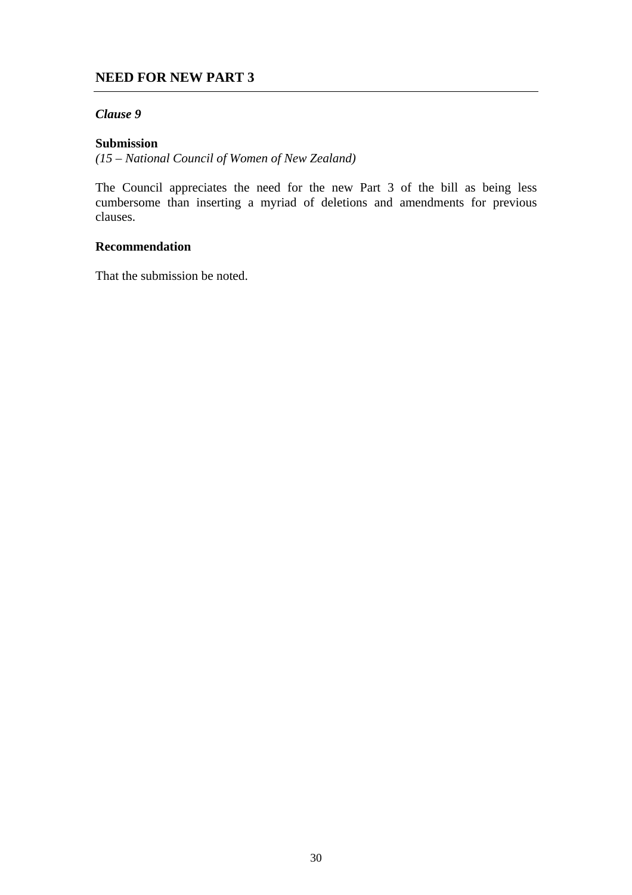## NEED FOR NEW PART 3

### *Clause 9*

**Submission**

*(15 – National Council of Women of New Zealand)*

The Council appreciates the need for the new Part 3 of the bill as being less cumbersome than inserting a myriad of deletions and amendments for previous clauses.

**Recommendation**

That the submission be noted.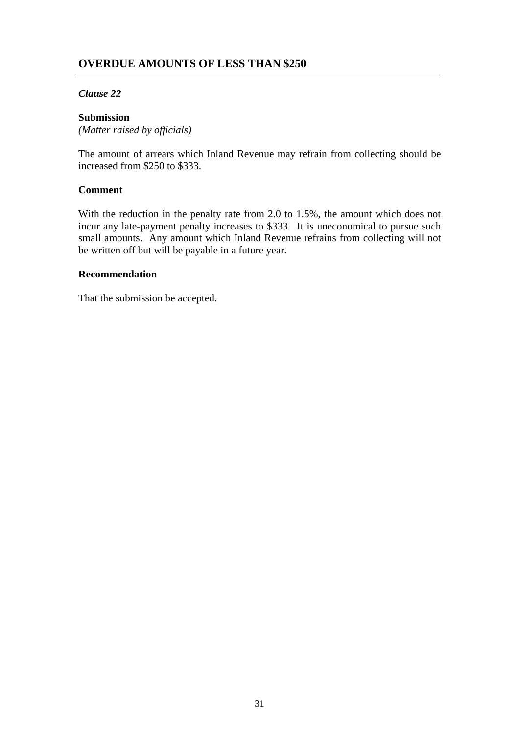## OVERDUE AMOUNTS OF LESS THAN $250

### *Clause 22*

**Submission**
*(Matter raised by officials)*

The amount of arrears which Inland Revenue may refrain from collecting should be increased from $250 to $333.

**Comment**

With the reduction in the penalty rate from 2.0 to 1.5%, the amount which does not incur any late-payment penalty increases to $333. It is uneconomical to pursue such small amounts. Any amount which Inland Revenue refrains from collecting will not be written off but will be payable in a future year.

**Recommendation**

That the submission be accepted.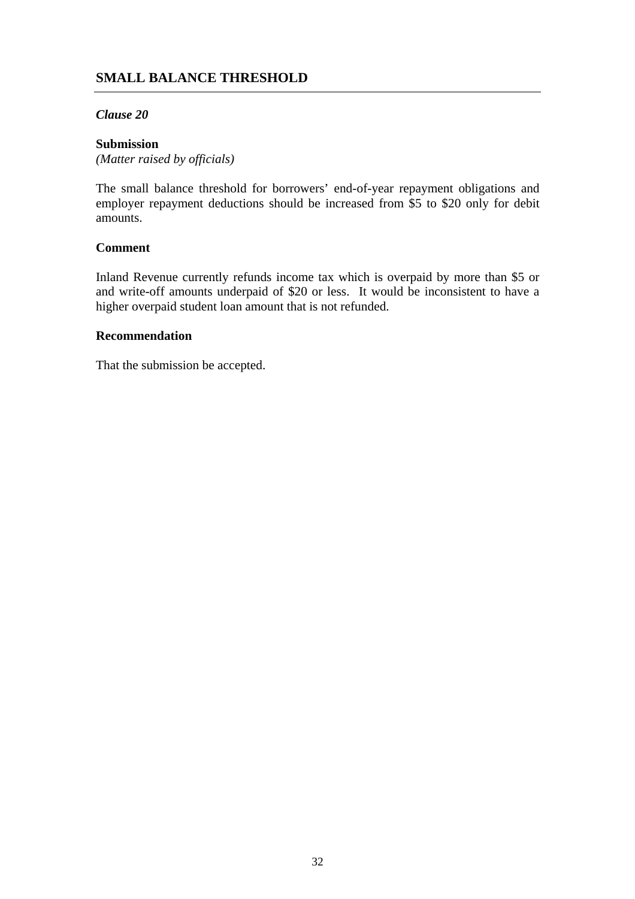## SMALL BALANCE THRESHOLD

### *Clause 20*

**Submission**

*(Matter raised by officials)*

The small balance threshold for borrowers' end-of-year repayment obligations and employer repayment deductions should be increased from $5 to $20 only for debit amounts.

**Comment**

Inland Revenue currently refunds income tax which is overpaid by more than $5 or and write-off amounts underpaid of $20 or less. It would be inconsistent to have a higher overpaid student loan amount that is not refunded.

**Recommendation**

That the submission be accepted.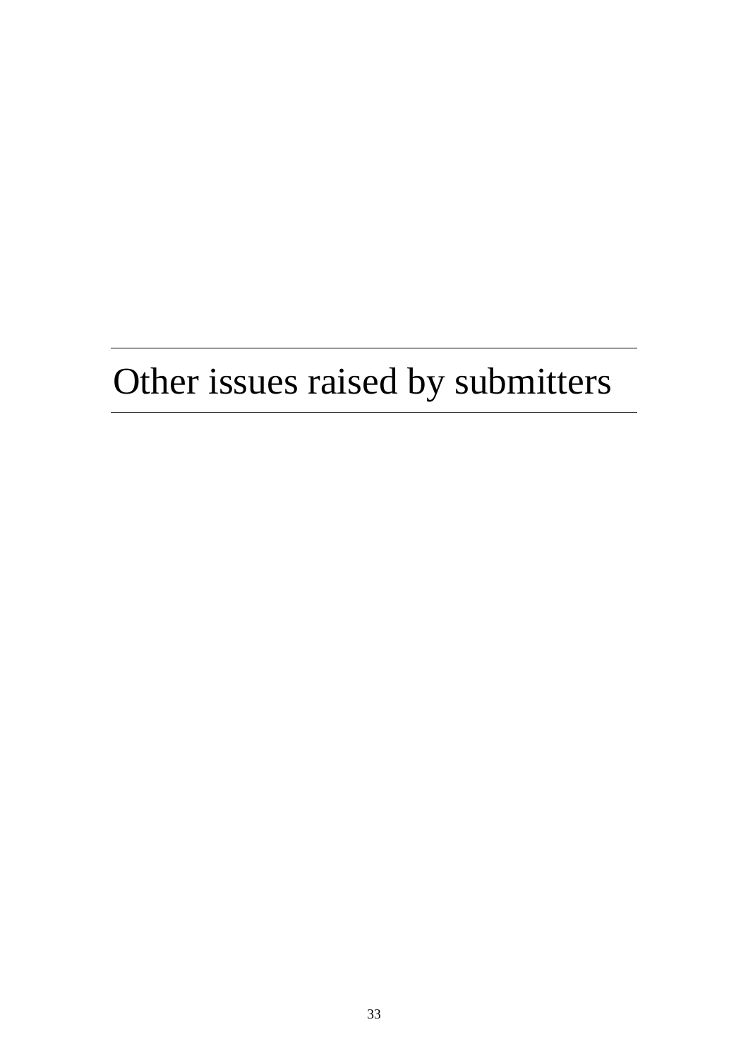# Other issues raised by submitters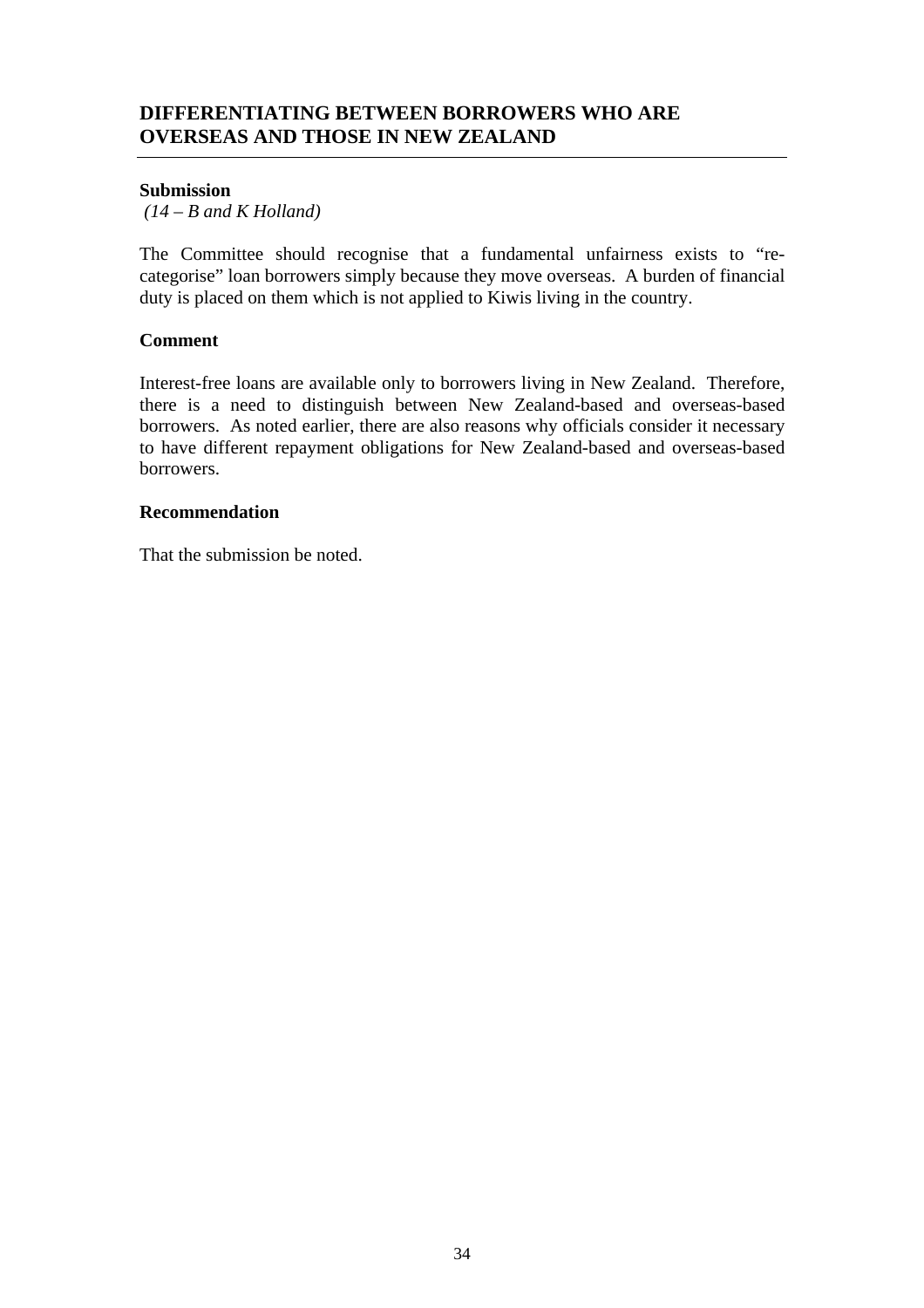## DIFFERENTIATING BETWEEN BORROWERS WHO ARE OVERSEAS AND THOSE IN NEW ZEALAND

**Submission**

*(14 – B and K Holland)*

The Committee should recognise that a fundamental unfairness exists to "re-categorise" loan borrowers simply because they move overseas. A burden of financial duty is placed on them which is not applied to Kiwis living in the country.

**Comment**

Interest-free loans are available only to borrowers living in New Zealand. Therefore, there is a need to distinguish between New Zealand-based and overseas-based borrowers. As noted earlier, there are also reasons why officials consider it necessary to have different repayment obligations for New Zealand-based and overseas-based borrowers.

**Recommendation**

That the submission be noted.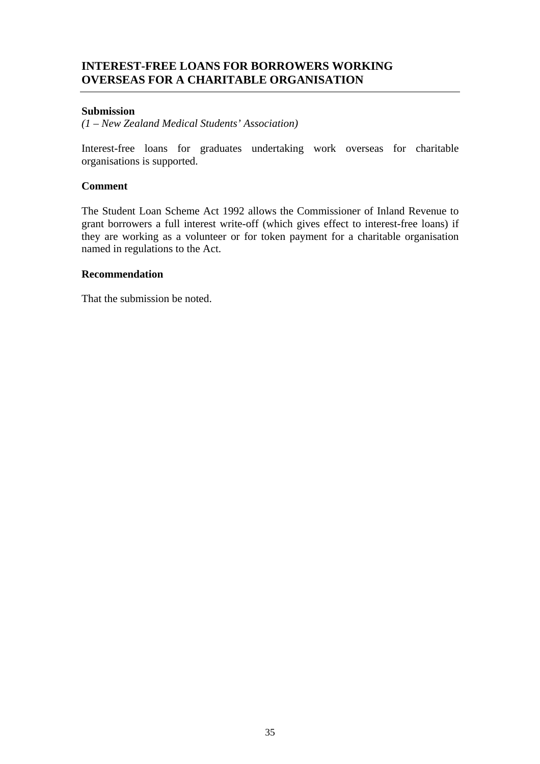## INTEREST-FREE LOANS FOR BORROWERS WORKING OVERSEAS FOR A CHARITABLE ORGANISATION

**Submission**

*(1 – New Zealand Medical Students' Association)*

Interest-free loans for graduates undertaking work overseas for charitable organisations is supported.

**Comment**

The Student Loan Scheme Act 1992 allows the Commissioner of Inland Revenue to grant borrowers a full interest write-off (which gives effect to interest-free loans) if they are working as a volunteer or for token payment for a charitable organisation named in regulations to the Act.

**Recommendation**

That the submission be noted.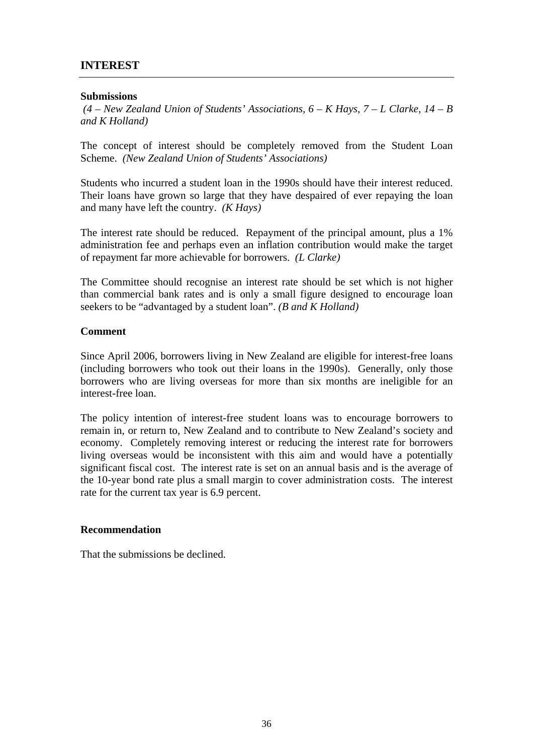## INTEREST

**Submissions**

*(4 – New Zealand Union of Students' Associations, 6 – K Hays, 7 – L Clarke, 14 – B and K Holland)*

The concept of interest should be completely removed from the Student Loan Scheme. *(New Zealand Union of Students' Associations)*

Students who incurred a student loan in the 1990s should have their interest reduced. Their loans have grown so large that they have despaired of ever repaying the loan and many have left the country. *(K Hays)*

The interest rate should be reduced. Repayment of the principal amount, plus a 1% administration fee and perhaps even an inflation contribution would make the target of repayment far more achievable for borrowers. *(L Clarke)*

The Committee should recognise an interest rate should be set which is not higher than commercial bank rates and is only a small figure designed to encourage loan seekers to be "advantaged by a student loan". *(B and K Holland)*

**Comment**

Since April 2006, borrowers living in New Zealand are eligible for interest-free loans (including borrowers who took out their loans in the 1990s). Generally, only those borrowers who are living overseas for more than six months are ineligible for an interest-free loan.

The policy intention of interest-free student loans was to encourage borrowers to remain in, or return to, New Zealand and to contribute to New Zealand's society and economy. Completely removing interest or reducing the interest rate for borrowers living overseas would be inconsistent with this aim and would have a potentially significant fiscal cost. The interest rate is set on an annual basis and is the average of the 10-year bond rate plus a small margin to cover administration costs. The interest rate for the current tax year is 6.9 percent.

**Recommendation**

That the submissions be declined.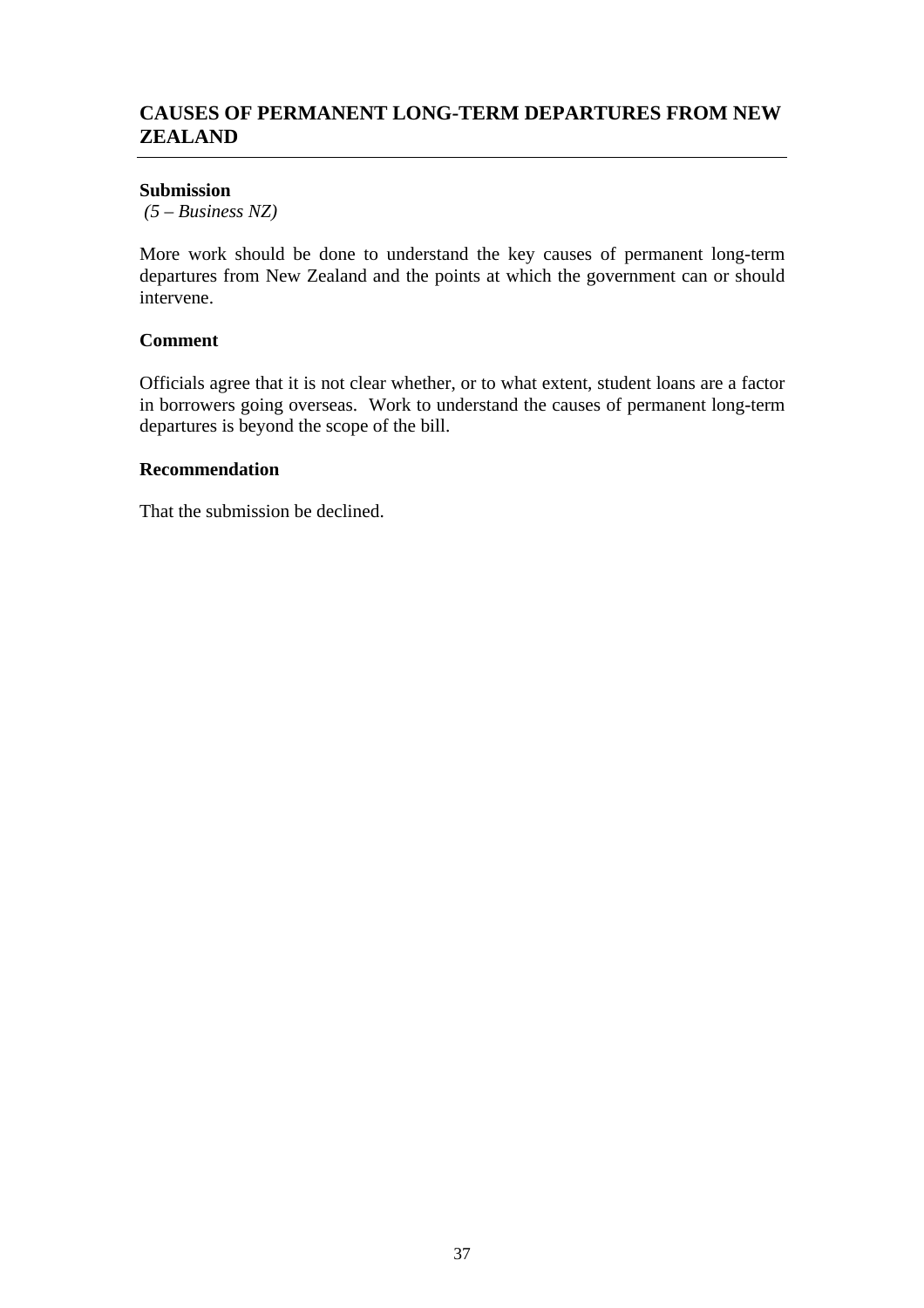## CAUSES OF PERMANENT LONG-TERM DEPARTURES FROM NEW ZEALAND

**Submission**
*(5 – Business NZ)*

More work should be done to understand the key causes of permanent long-term departures from New Zealand and the points at which the government can or should intervene.

**Comment**

Officials agree that it is not clear whether, or to what extent, student loans are a factor in borrowers going overseas. Work to understand the causes of permanent long-term departures is beyond the scope of the bill.

**Recommendation**

That the submission be declined.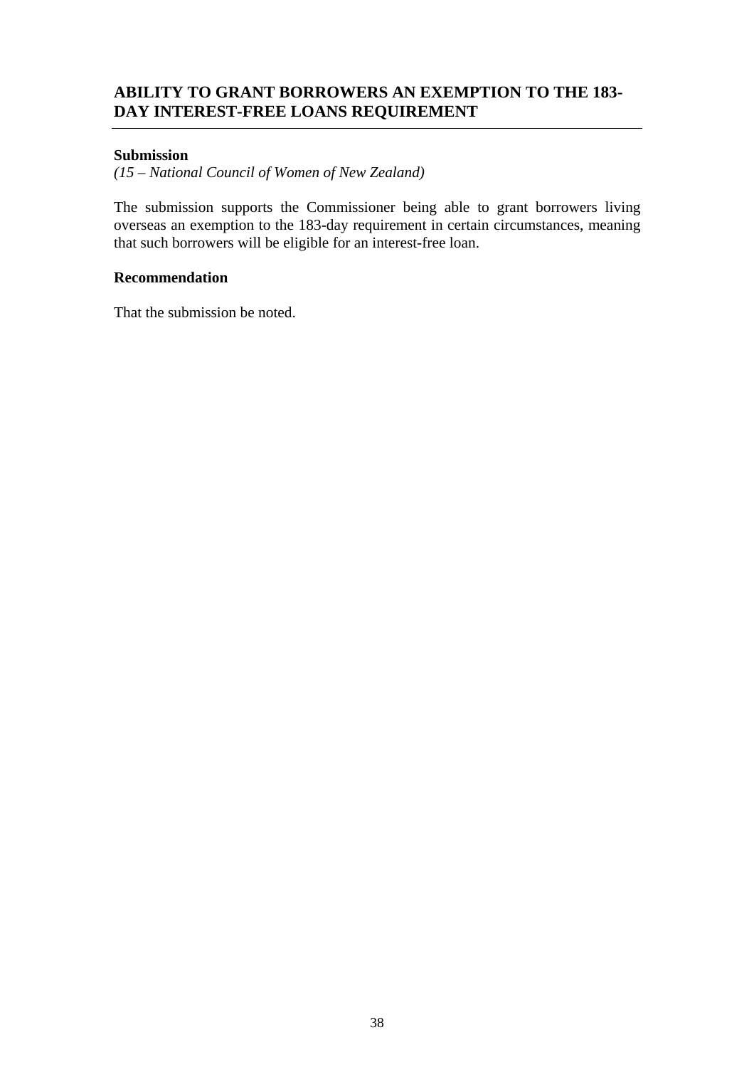## ABILITY TO GRANT BORROWERS AN EXEMPTION TO THE 183-DAY INTEREST-FREE LOANS REQUIREMENT

**Submission**

*(15 – National Council of Women of New Zealand)*

The submission supports the Commissioner being able to grant borrowers living overseas an exemption to the 183-day requirement in certain circumstances, meaning that such borrowers will be eligible for an interest-free loan.

**Recommendation**

That the submission be noted.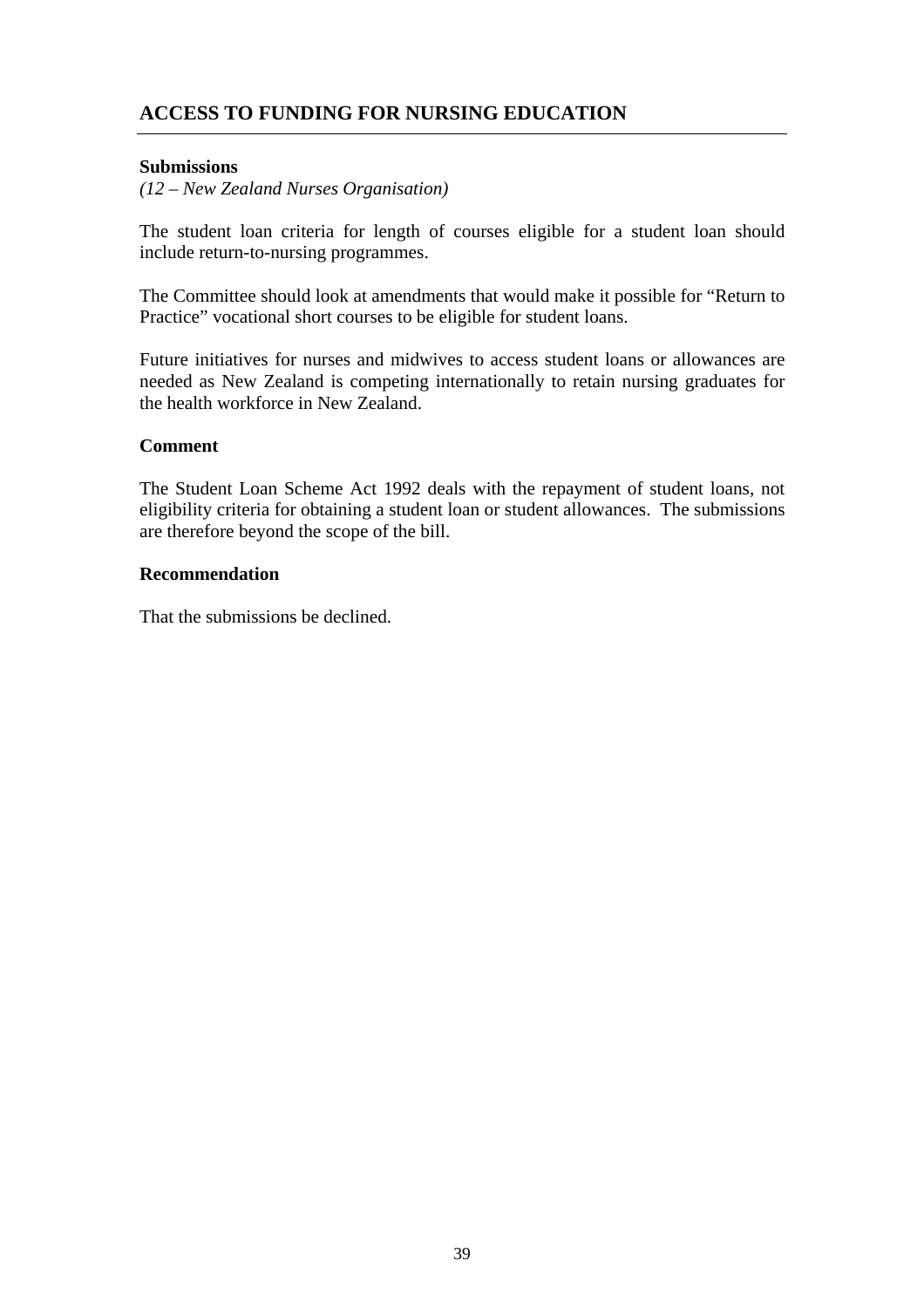## ACCESS TO FUNDING FOR NURSING EDUCATION

**Submissions**

*(12 – New Zealand Nurses Organisation)*

The student loan criteria for length of courses eligible for a student loan should include return-to-nursing programmes.

The Committee should look at amendments that would make it possible for "Return to Practice" vocational short courses to be eligible for student loans.

Future initiatives for nurses and midwives to access student loans or allowances are needed as New Zealand is competing internationally to retain nursing graduates for the health workforce in New Zealand.

**Comment**

The Student Loan Scheme Act 1992 deals with the repayment of student loans, not eligibility criteria for obtaining a student loan or student allowances. The submissions are therefore beyond the scope of the bill.

**Recommendation**

That the submissions be declined.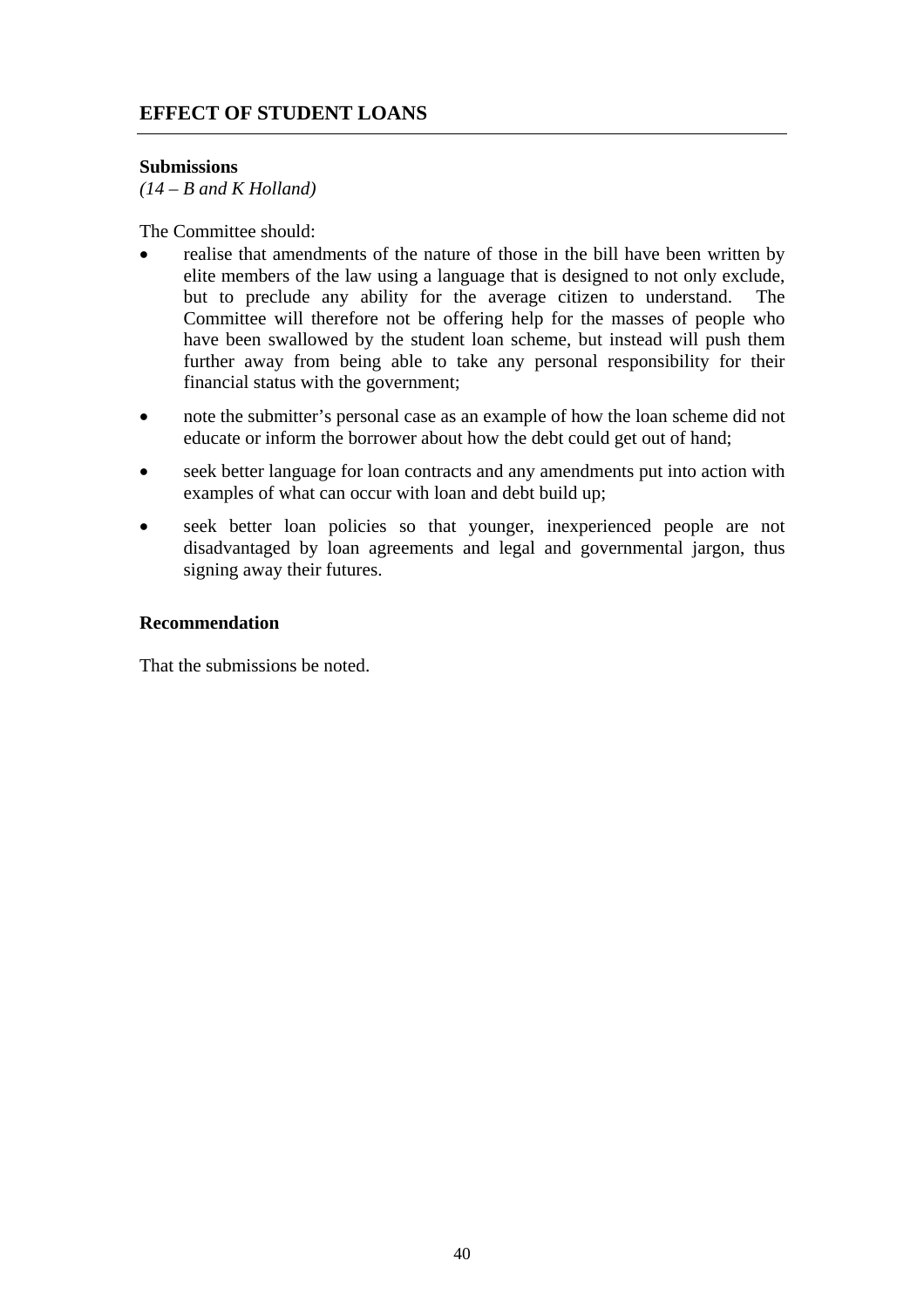## EFFECT OF STUDENT LOANS

**Submissions**

*(14 – B and K Holland)*

The Committee should:

- realise that amendments of the nature of those in the bill have been written by elite members of the law using a language that is designed to not only exclude, but to preclude any ability for the average citizen to understand. The Committee will therefore not be offering help for the masses of people who have been swallowed by the student loan scheme, but instead will push them further away from being able to take any personal responsibility for their financial status with the government;
- note the submitter's personal case as an example of how the loan scheme did not educate or inform the borrower about how the debt could get out of hand;
- seek better language for loan contracts and any amendments put into action with examples of what can occur with loan and debt build up;
- seek better loan policies so that younger, inexperienced people are not disadvantaged by loan agreements and legal and governmental jargon, thus signing away their futures.

**Recommendation**

That the submissions be noted.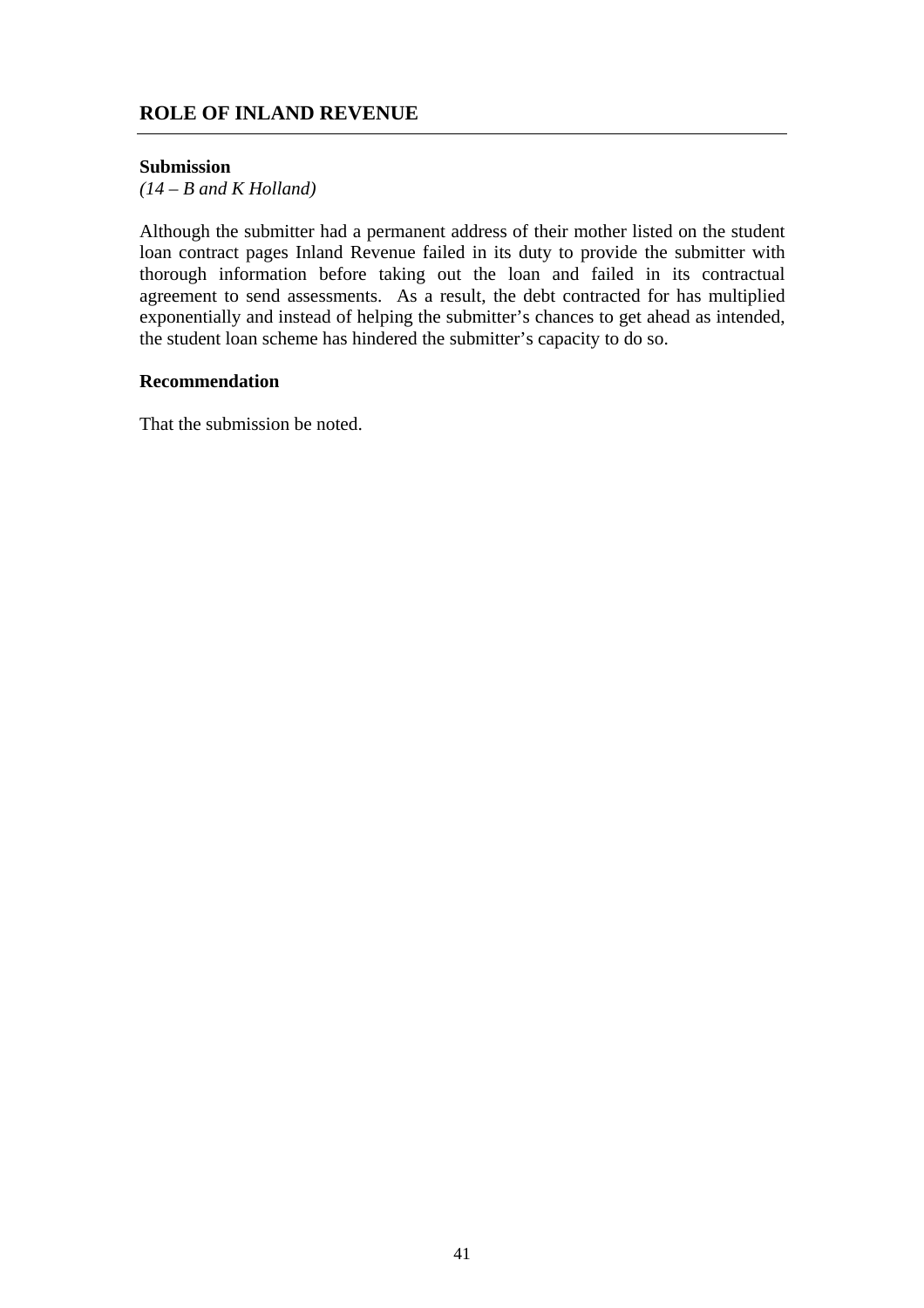## ROLE OF INLAND REVENUE

**Submission**

*(14 – B and K Holland)*

Although the submitter had a permanent address of their mother listed on the student loan contract pages Inland Revenue failed in its duty to provide the submitter with thorough information before taking out the loan and failed in its contractual agreement to send assessments. As a result, the debt contracted for has multiplied exponentially and instead of helping the submitter's chances to get ahead as intended, the student loan scheme has hindered the submitter's capacity to do so.

**Recommendation**

That the submission be noted.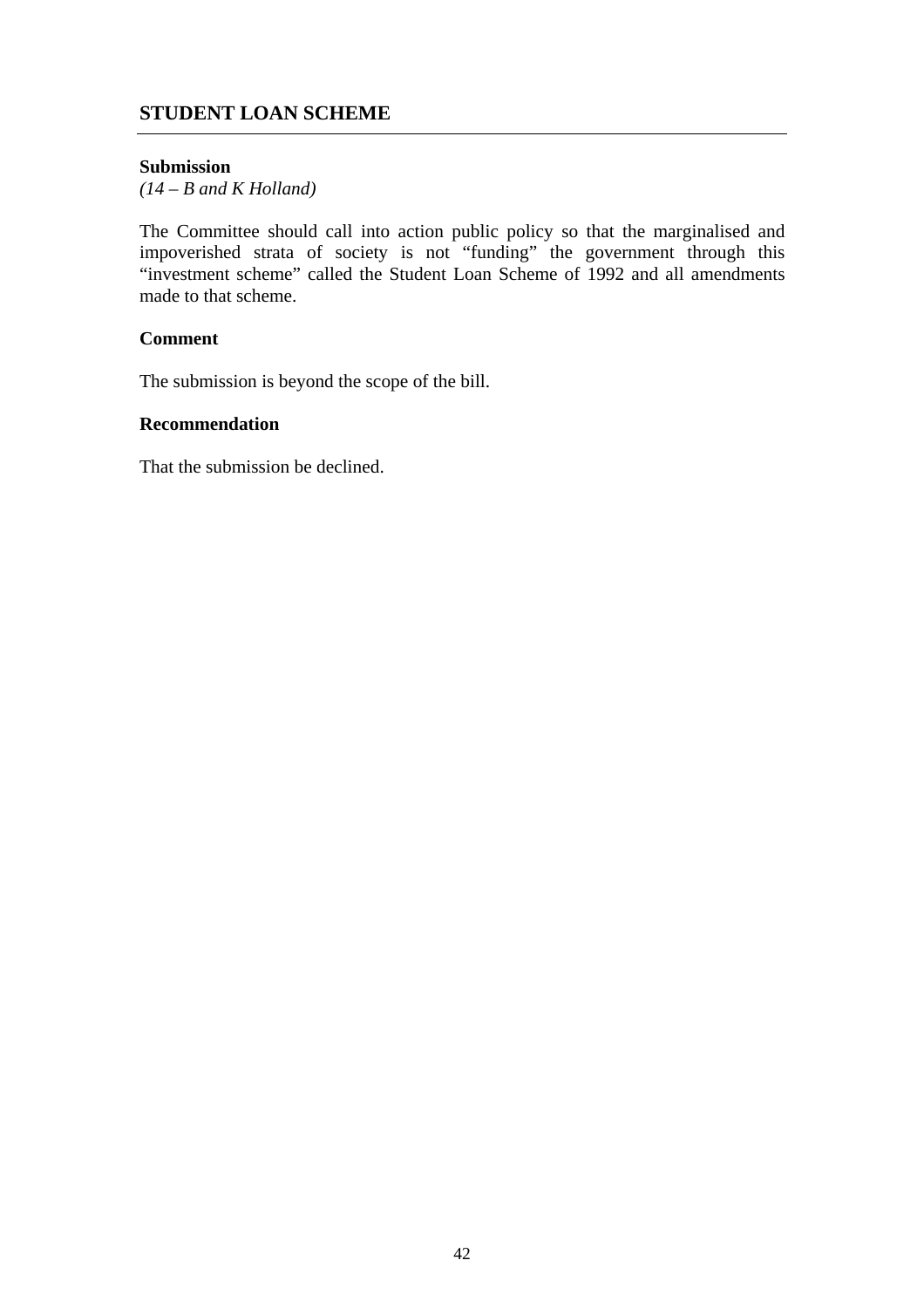## STUDENT LOAN SCHEME

**Submission**
*(14 – B and K Holland)*

The Committee should call into action public policy so that the marginalised and impoverished strata of society is not “funding” the government through this “investment scheme” called the Student Loan Scheme of 1992 and all amendments made to that scheme.

**Comment**

The submission is beyond the scope of the bill.

**Recommendation**

That the submission be declined.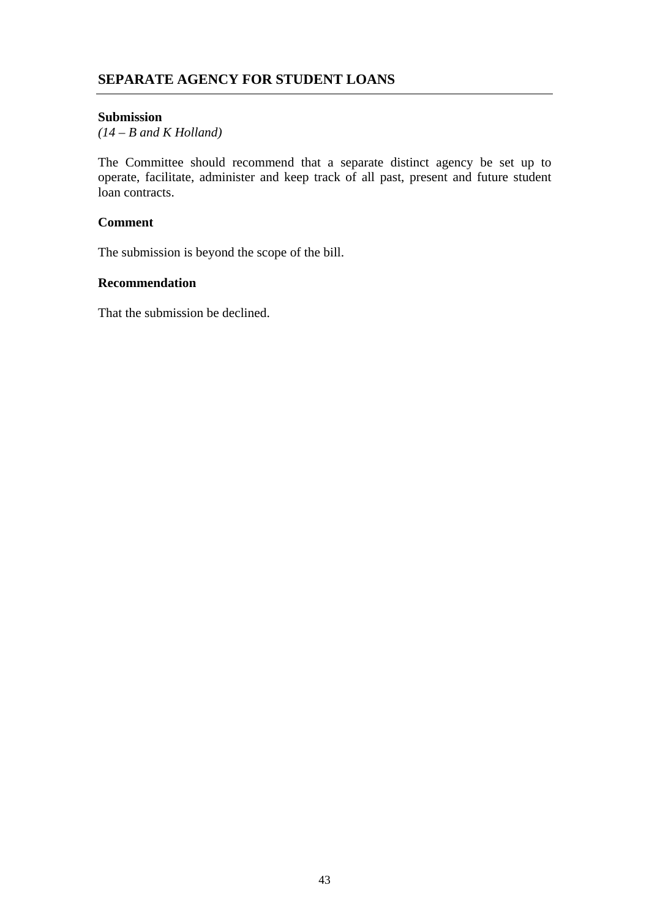## SEPARATE AGENCY FOR STUDENT LOANS

**Submission**
*(14 – B and K Holland)*

The Committee should recommend that a separate distinct agency be set up to operate, facilitate, administer and keep track of all past, present and future student loan contracts.

**Comment**

The submission is beyond the scope of the bill.

**Recommendation**

That the submission be declined.